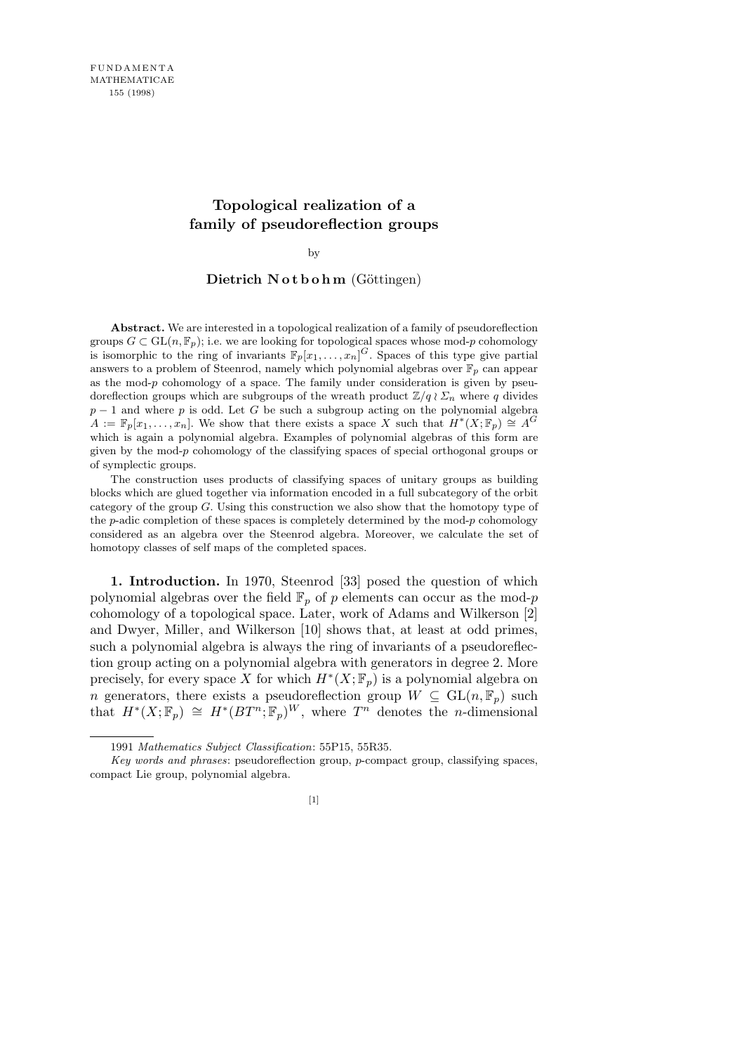# Topological realization of a family of pseudoreflection groups

by

**Dietrich Notbohm** (Göttingen)

**Abstract.** We are interested in a topological realization of a family of pseudoreflection groups $G \subset \mathrm{GL}(n, \mathbb{F}_p)$; i.e. we are looking for topological spaces whose mod-$p$ cohomology is isomorphic to the ring of invariants $\mathbb{F}_p[x_1, \ldots, x_n]^G$. Spaces of this type give partial answers to a problem of Steenrod, namely which polynomial algebras over $\mathbb{F}_p$ can appear as the mod-$p$ cohomology of a space. The family under consideration is given by pseudoreflection groups which are subgroups of the wreath product $\mathbb{Z}/q \wr \Sigma_n$ where $q$ divides $p-1$ and where $p$ is odd. Let $G$ be such a subgroup acting on the polynomial algebra $A := \mathbb{F}_p[x_1, \ldots, x_n]$. We show that there exists a space $X$ such that $H^*(X; \mathbb{F}_p) \cong A^G$ which is again a polynomial algebra. Examples of polynomial algebras of this form are given by the mod-$p$ cohomology of the classifying spaces of special orthogonal groups or of symplectic groups.

The construction uses products of classifying spaces of unitary groups as building blocks which are glued together via information encoded in a full subcategory of the orbit category of the group $G$. Using this construction we also show that the homotopy type of the $p$-adic completion of these spaces is completely determined by the mod-$p$ cohomology considered as an algebra over the Steenrod algebra. Moreover, we calculate the set of homotopy classes of self maps of the completed spaces.

**1. Introduction.** In 1970, Steenrod [33] posed the question of which polynomial algebras over the field $\mathbb{F}_p$ of $p$ elements can occur as the mod-$p$ cohomology of a topological space. Later, work of Adams and Wilkerson [2] and Dwyer, Miller, and Wilkerson [10] shows that, at least at odd primes, such a polynomial algebra is always the ring of invariants of a pseudoreflection group acting on a polynomial algebra with generators in degree 2. More precisely, for every space $X$ for which $H^*(X; \mathbb{F}_p)$ is a polynomial algebra on $n$ generators, there exists a pseudoreflection group $W \subseteq \mathrm{GL}(n, \mathbb{F}_p)$ such that $H^*(X; \mathbb{F}_p) \cong H^*(BT^n; \mathbb{F}_p)^W$, where $T^n$ denotes the $n$-dimensional

---

1991 *Mathematics Subject Classification*: 55P15, 55R35.

*Key words and phrases*: pseudoreflection group, $p$-compact group, classifying spaces, compact Lie group, polynomial algebra.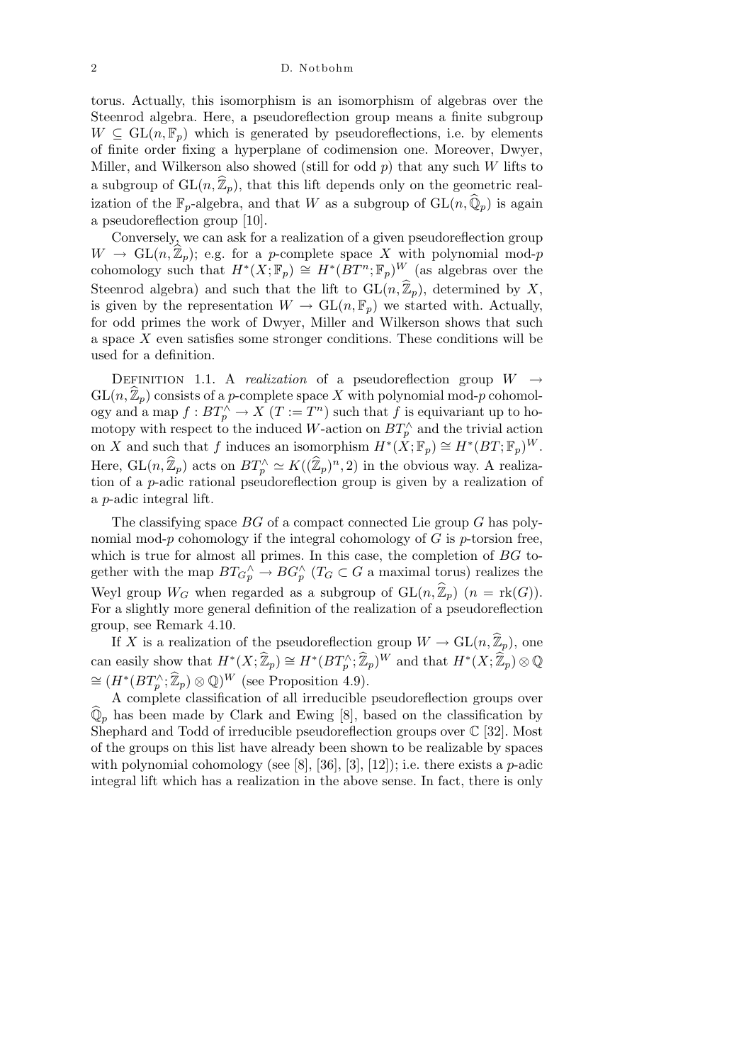torus. Actually, this isomorphism is an isomorphism of algebras over the Steenrod algebra. Here, a pseudoreflection group means a finite subgroup $W \subseteq \mathrm{GL}(n, \mathbb{F}_p)$ which is generated by pseudoreflections, i.e. by elements of finite order fixing a hyperplane of codimension one. Moreover, Dwyer, Miller, and Wilkerson also showed (still for odd $p$) that any such $W$ lifts to a subgroup of $\mathrm{GL}(n, \widehat{\mathbb{Z}}_p)$, that this lift depends only on the geometric realization of the $\mathbb{F}_p$-algebra, and that $W$ as a subgroup of $\mathrm{GL}(n, \widehat{\mathbb{Q}}_p)$ is again a pseudoreflection group [10].

Conversely, we can ask for a realization of a given pseudoreflection group $W \to \mathrm{GL}(n, \widehat{\mathbb{Z}}_p)$; e.g. for a $p$-complete space $X$ with polynomial mod-$p$ cohomology such that $H^*(X; \mathbb{F}_p) \cong H^*(BT^n; \mathbb{F}_p)^W$ (as algebras over the Steenrod algebra) and such that the lift to $\mathrm{GL}(n, \widehat{\mathbb{Z}}_p)$, determined by $X$, is given by the representation $W \to \mathrm{GL}(n, \mathbb{F}_p)$ we started with. Actually, for odd primes the work of Dwyer, Miller and Wilkerson shows that such a space $X$ even satisfies some stronger conditions. These conditions will be used for a definition.

Definition 1.1. A *realization* of a pseudoreflection group $W \to \mathrm{GL}(n, \widehat{\mathbb{Z}}_p)$ consists of a $p$-complete space $X$ with polynomial mod-$p$ cohomology and a map $f : BT^\wedge_p \to X$ ($T := T^n$) such that $f$ is equivariant up to homotopy with respect to the induced $W$-action on $BT^\wedge_p$ and the trivial action on $X$ and such that $f$ induces an isomorphism $H^*(X; \mathbb{F}_p) \cong H^*(BT; \mathbb{F}_p)^W$. Here, $\mathrm{GL}(n, \widehat{\mathbb{Z}}_p)$ acts on $BT^\wedge_p \simeq K((\widehat{\mathbb{Z}}_p)^n, 2)$ in the obvious way. A realization of a $p$-adic rational pseudoreflection group is given by a realization of a $p$-adic integral lift.

The classifying space $BG$ of a compact connected Lie group $G$ has polynomial mod-$p$ cohomology if the integral cohomology of $G$ is $p$-torsion free, which is true for almost all primes. In this case, the completion of $BG$ together with the map $B{T_G}^\wedge_p \to BG^\wedge_p$ ($T_G \subset G$ a maximal torus) realizes the Weyl group $W_G$ when regarded as a subgroup of $\mathrm{GL}(n, \widehat{\mathbb{Z}}_p)$ ($n = \mathrm{rk}(G)$). For a slightly more general definition of the realization of a pseudoreflection group, see Remark 4.10.

If $X$ is a realization of the pseudoreflection group $W \to \mathrm{GL}(n, \widehat{\mathbb{Z}}_p)$, one can easily show that $H^*(X; \widehat{\mathbb{Z}}_p) \cong H^*(BT^\wedge_p; \widehat{\mathbb{Z}}_p)^W$ and that $H^*(X; \widehat{\mathbb{Z}}_p) \otimes \mathbb{Q} \cong (H^*(BT^\wedge_p; \widehat{\mathbb{Z}}_p) \otimes \mathbb{Q})^W$ (see Proposition 4.9).

A complete classification of all irreducible pseudoreflection groups over $\widehat{\mathbb{Q}}_p$ has been made by Clark and Ewing [8], based on the classification by Shephard and Todd of irreducible pseudoreflection groups over $\mathbb{C}$ [32]. Most of the groups on this list have already been shown to be realizable by spaces with polynomial cohomology (see [8], [36], [3], [12]); i.e. there exists a $p$-adic integral lift which has a realization in the above sense. In fact, there is only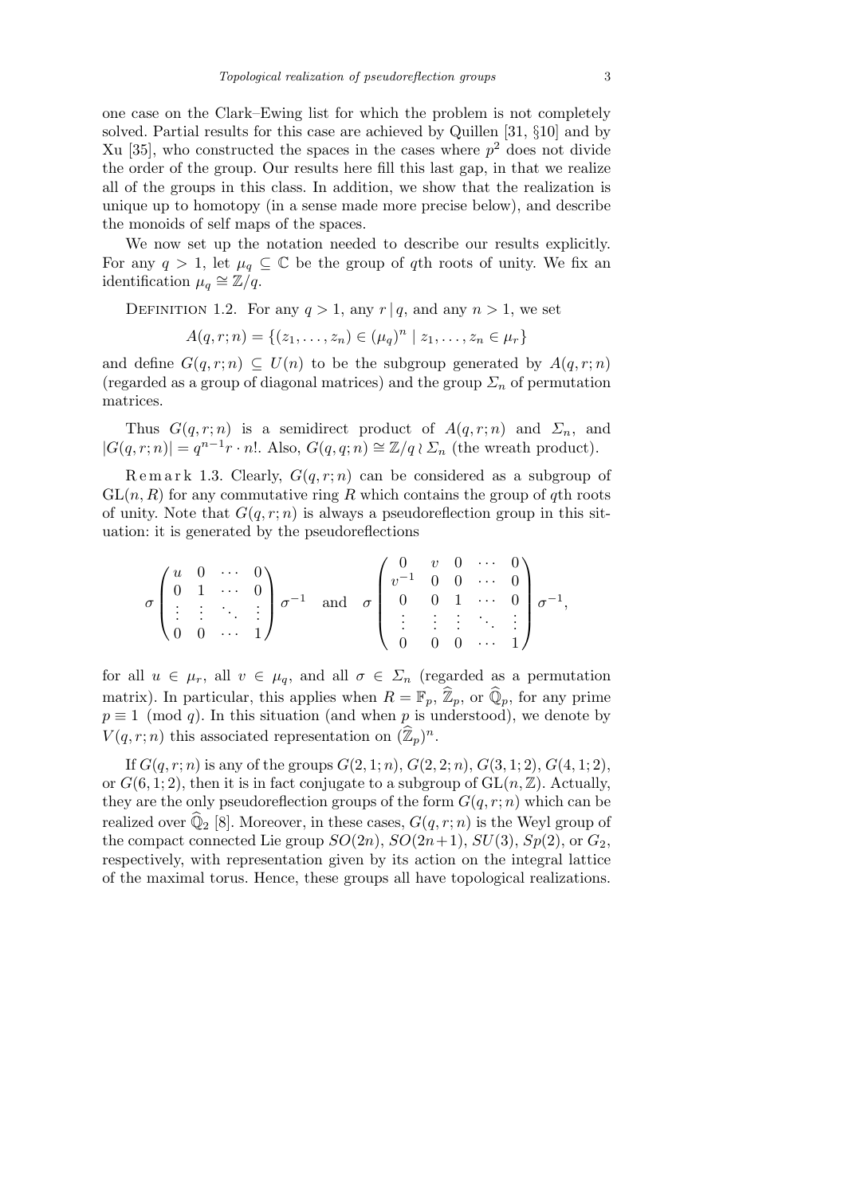one case on the Clark–Ewing list for which the problem is not completely solved. Partial results for this case are achieved by Quillen [31, §10] and by Xu [35], who constructed the spaces in the cases where $p^2$ does not divide the order of the group. Our results here fill this last gap, in that we realize all of the groups in this class. In addition, we show that the realization is unique up to homotopy (in a sense made more precise below), and describe the monoids of self maps of the spaces.

We now set up the notation needed to describe our results explicitly. For any $q > 1$, let $\mu_q \subseteq \mathbb{C}$ be the group of $q$th roots of unity. We fix an identification $\mu_q \cong \mathbb{Z}/q$.

Definition 1.2. For any $q > 1$, any $r \mid q$, and any $n > 1$, we set

$$A(q, r; n) = \{(z_1, \ldots, z_n) \in (\mu_q)^n \mid z_1, \ldots, z_n \in \mu_r\}$$

and define $G(q, r; n) \subseteq U(n)$ to be the subgroup generated by $A(q, r; n)$ (regarded as a group of diagonal matrices) and the group $\Sigma_n$ of permutation matrices.

Thus $G(q, r; n)$ is a semidirect product of $A(q, r; n)$ and $\Sigma_n$, and $|G(q, r; n)| = q^{n-1} r \cdot n!$. Also, $G(q, q; n) \cong \mathbb{Z}/q \wr \Sigma_n$ (the wreath product).

Remark 1.3. Clearly, $G(q, r; n)$ can be considered as a subgroup of $\mathrm{GL}(n, R)$ for any commutative ring $R$ which contains the group of $q$th roots of unity. Note that $G(q, r; n)$ is always a pseudoreflection group in this situation: it is generated by the pseudoreflections

$$\sigma \begin{pmatrix} u & 0 & \cdots & 0 \\ 0 & 1 & \cdots & 0 \\ \vdots & \vdots & \ddots & \vdots \\ 0 & 0 & \cdots & 1 \end{pmatrix} \sigma^{-1} \quad \text{and} \quad \sigma \begin{pmatrix} 0 & v & 0 & \cdots & 0 \\ v^{-1} & 0 & 0 & \cdots & 0 \\ 0 & 0 & 1 & \cdots & 0 \\ \vdots & \vdots & \vdots & \ddots & \vdots \\ 0 & 0 & 0 & \cdots & 1 \end{pmatrix} \sigma^{-1},$$

for all $u \in \mu_r$, all $v \in \mu_q$, and all $\sigma \in \Sigma_n$ (regarded as a permutation matrix). In particular, this applies when $R = \mathbb{F}_p$, $\widehat{\mathbb{Z}}_p$, or $\widehat{\mathbb{Q}}_p$, for any prime $p \equiv 1 \pmod{q}$. In this situation (and when $p$ is understood), we denote by $V(q, r; n)$ this associated representation on $(\widehat{\mathbb{Z}}_p)^n$.

If $G(q, r; n)$ is any of the groups $G(2, 1; n)$, $G(2, 2; n)$, $G(3, 1; 2)$, $G(4, 1; 2)$, or $G(6, 1; 2)$, then it is in fact conjugate to a subgroup of $\mathrm{GL}(n, \mathbb{Z})$. Actually, they are the only pseudoreflection groups of the form $G(q, r; n)$ which can be realized over $\widehat{\mathbb{Q}}_2$ [8]. Moreover, in these cases, $G(q, r; n)$ is the Weyl group of the compact connected Lie group $SO(2n)$, $SO(2n+1)$, $SU(3)$, $Sp(2)$, or $G_2$, respectively, with representation given by its action on the integral lattice of the maximal torus. Hence, these groups all have topological realizations.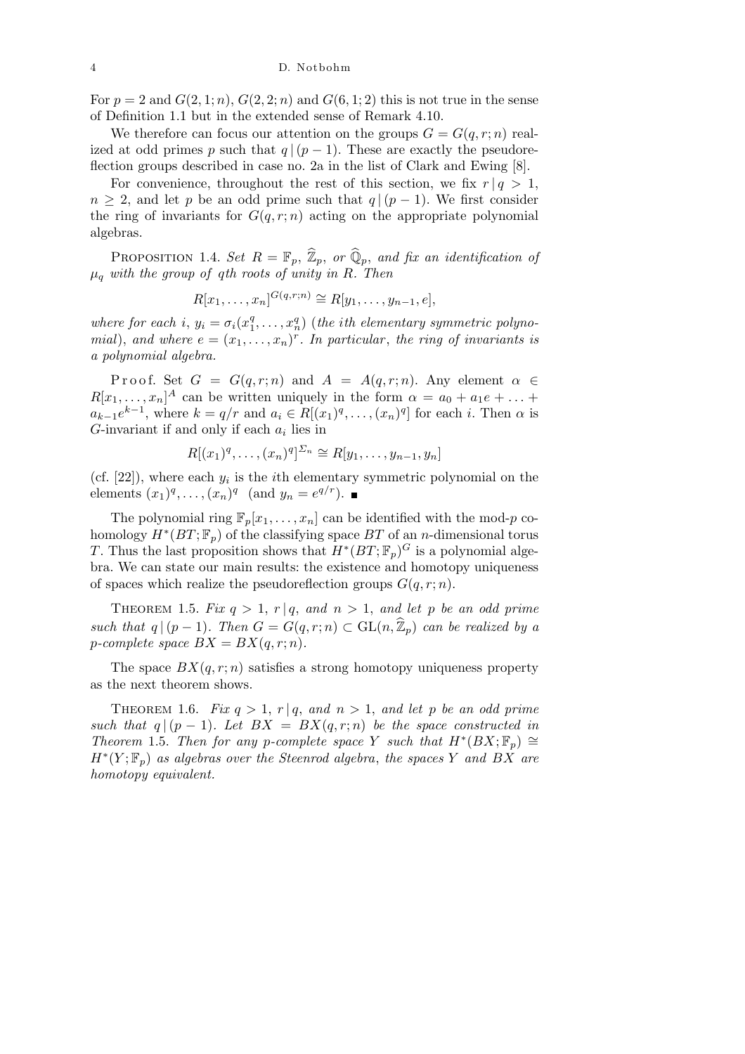For $p = 2$ and $G(2,1;n)$, $G(2,2;n)$ and $G(6,1;2)$ this is not true in the sense of Definition 1.1 but in the extended sense of Remark 4.10.

We therefore can focus our attention on the groups $G = G(q,r;n)$ realized at odd primes $p$ such that $q \mid (p-1)$. These are exactly the pseudoreflection groups described in case no. 2a in the list of Clark and Ewing [8].

For convenience, throughout the rest of this section, we fix $r \mid q > 1$, $n \geq 2$, and let $p$ be an odd prime such that $q \mid (p-1)$. We first consider the ring of invariants for $G(q,r;n)$ acting on the appropriate polynomial algebras.

Proposition 1.4. *Set $R = \mathbb{F}_p$, $\widehat{\mathbb{Z}}_p$, or $\widehat{\mathbb{Q}}_p$, and fix an identification of $\mu_q$ with the group of $q$th roots of unity in $R$. Then*

$$R[x_1, \ldots, x_n]^{G(q,r;n)} \cong R[y_1, \ldots, y_{n-1}, e],$$

*where for each $i$, $y_i = \sigma_i(x_1^q, \ldots, x_n^q)$ (the $i$th elementary symmetric polynomial), and where $e = (x_1, \ldots, x_n)^r$. In particular, the ring of invariants is a polynomial algebra.*

Proof. Set $G = G(q,r;n)$ and $A = A(q,r;n)$. Any element $\alpha \in R[x_1, \ldots, x_n]^A$ can be written uniquely in the form $\alpha = a_0 + a_1 e + \ldots + a_{k-1} e^{k-1}$, where $k = q/r$ and $a_i \in R[(x_1)^q, \ldots, (x_n)^q]$ for each $i$. Then $\alpha$ is $G$-invariant if and only if each $a_i$ lies in

$$R[(x_1)^q, \ldots, (x_n)^q]^{\Sigma_n} \cong R[y_1, \ldots, y_{n-1}, y_n]$$

(cf. [22]), where each $y_i$ is the $i$th elementary symmetric polynomial on the elements $(x_1)^q, \ldots, (x_n)^q$ (and $y_n = e^{q/r}$). ∎

The polynomial ring $\mathbb{F}_p[x_1, \ldots, x_n]$ can be identified with the mod-$p$ cohomology $H^*(BT;\mathbb{F}_p)$ of the classifying space $BT$ of an $n$-dimensional torus $T$. Thus the last proposition shows that $H^*(BT;\mathbb{F}_p)^G$ is a polynomial algebra. We can state our main results: the existence and homotopy uniqueness of spaces which realize the pseudoreflection groups $G(q,r;n)$.

Theorem 1.5. *Fix $q > 1$, $r \mid q$, and $n > 1$, and let $p$ be an odd prime such that $q \mid (p-1)$. Then $G = G(q,r;n) \subset \mathrm{GL}(n, \widehat{\mathbb{Z}}_p)$ can be realized by a $p$-complete space $BX = BX(q,r;n)$.*

The space $BX(q,r;n)$ satisfies a strong homotopy uniqueness property as the next theorem shows.

Theorem 1.6. *Fix $q > 1$, $r \mid q$, and $n > 1$, and let $p$ be an odd prime such that $q \mid (p-1)$. Let $BX = BX(q,r;n)$ be the space constructed in Theorem 1.5. Then for any $p$-complete space $Y$ such that $H^*(BX;\mathbb{F}_p) \cong H^*(Y;\mathbb{F}_p)$ as algebras over the Steenrod algebra, the spaces $Y$ and $BX$ are homotopy equivalent.*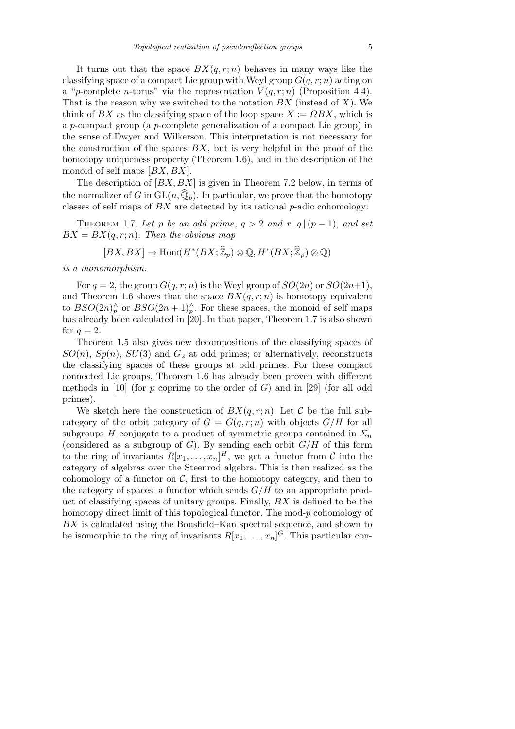It turns out that the space $BX(q,r;n)$ behaves in many ways like the classifying space of a compact Lie group with Weyl group $G(q,r;n)$ acting on a "$p$-complete $n$-torus" via the representation $V(q,r;n)$ (Proposition 4.4). That is the reason why we switched to the notation $BX$ (instead of $X$). We think of $BX$ as the classifying space of the loop space $X := \Omega BX$, which is a $p$-compact group (a $p$-complete generalization of a compact Lie group) in the sense of Dwyer and Wilkerson. This interpretation is not necessary for the construction of the spaces $BX$, but is very helpful in the proof of the homotopy uniqueness property (Theorem 1.6), and in the description of the monoid of self maps $[BX, BX]$.

The description of $[BX, BX]$ is given in Theorem 7.2 below, in terms of the normalizer of $G$ in $\mathrm{GL}(n, \widehat{\mathbb{Q}}_p)$. In particular, we prove that the homotopy classes of self maps of $BX$ are detected by its rational $p$-adic cohomology:

Theorem 1.7. *Let $p$ be an odd prime, $q > 2$ and $r \mid q \mid (p-1)$, and set $BX = BX(q,r;n)$. Then the obvious map*

$$[BX, BX] \to \mathrm{Hom}(H^*(BX; \widehat{\mathbb{Z}}_p) \otimes \mathbb{Q}, H^*(BX; \widehat{\mathbb{Z}}_p) \otimes \mathbb{Q})$$

*is a monomorphism.*

For $q = 2$, the group $G(q,r;n)$ is the Weyl group of $SO(2n)$ or $SO(2n+1)$, and Theorem 1.6 shows that the space $BX(q,r;n)$ is homotopy equivalent to $BSO(2n)^\wedge_p$ or $BSO(2n+1)^\wedge_p$. For these spaces, the monoid of self maps has already been calculated in [20]. In that paper, Theorem 1.7 is also shown for $q = 2$.

Theorem 1.5 also gives new decompositions of the classifying spaces of $SO(n)$, $Sp(n)$, $SU(3)$ and $G_2$ at odd primes; or alternatively, reconstructs the classifying spaces of these groups at odd primes. For these compact connected Lie groups, Theorem 1.6 has already been proven with different methods in [10] (for $p$ coprime to the order of $G$) and in [29] (for all odd primes).

We sketch here the construction of $BX(q,r;n)$. Let $\mathcal{C}$ be the full subcategory of the orbit category of $G = G(q,r;n)$ with objects $G/H$ for all subgroups $H$ conjugate to a product of symmetric groups contained in $\Sigma_n$ (considered as a subgroup of $G$). By sending each orbit $G/H$ of this form to the ring of invariants $R[x_1, \ldots, x_n]^H$, we get a functor from $\mathcal{C}$ into the category of algebras over the Steenrod algebra. This is then realized as the cohomology of a functor on $\mathcal{C}$, first to the homotopy category, and then to the category of spaces: a functor which sends $G/H$ to an appropriate product of classifying spaces of unitary groups. Finally, $BX$ is defined to be the homotopy direct limit of this topological functor. The mod-$p$ cohomology of $BX$ is calculated using the Bousfield–Kan spectral sequence, and shown to be isomorphic to the ring of invariants $R[x_1, \ldots, x_n]^G$. This particular con-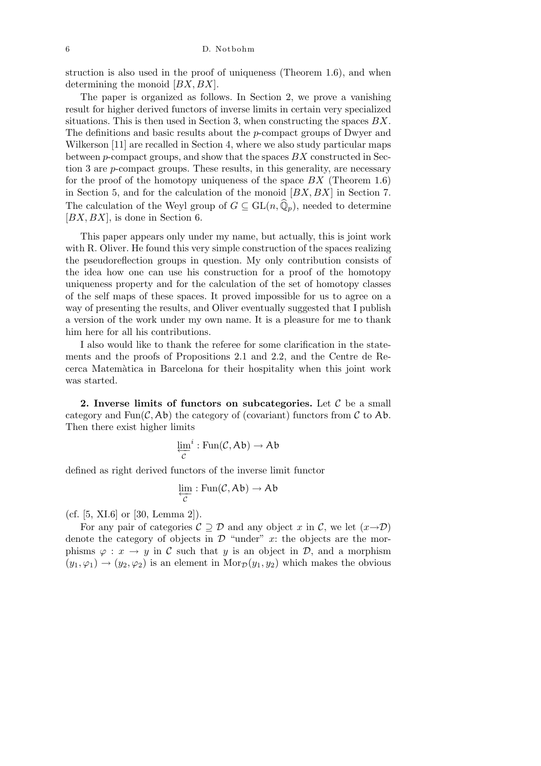struction is also used in the proof of uniqueness (Theorem 1.6), and when determining the monoid $[BX, BX]$.

The paper is organized as follows. In Section 2, we prove a vanishing result for higher derived functors of inverse limits in certain very specialized situations. This is then used in Section 3, when constructing the spaces $BX$. The definitions and basic results about the $p$-compact groups of Dwyer and Wilkerson [11] are recalled in Section 4, where we also study particular maps between $p$-compact groups, and show that the spaces $BX$ constructed in Section 3 are $p$-compact groups. These results, in this generality, are necessary for the proof of the homotopy uniqueness of the space $BX$ (Theorem 1.6) in Section 5, and for the calculation of the monoid $[BX, BX]$ in Section 7. The calculation of the Weyl group of $G \subseteq \mathrm{GL}(n, \widehat{\mathbb{Q}}_p)$, needed to determine $[BX, BX]$, is done in Section 6.

This paper appears only under my name, but actually, this is joint work with R. Oliver. He found this very simple construction of the spaces realizing the pseudoreflection groups in question. My only contribution consists of the idea how one can use his construction for a proof of the homotopy uniqueness property and for the calculation of the set of homotopy classes of the self maps of these spaces. It proved impossible for us to agree on a way of presenting the results, and Oliver eventually suggested that I publish a version of the work under my own name. It is a pleasure for me to thank him here for all his contributions.

I also would like to thank the referee for some clarification in the statements and the proofs of Propositions 2.1 and 2.2, and the Centre de Recerca Matemàtica in Barcelona for their hospitality when this joint work was started.

**2. Inverse limits of functors on subcategories.** Let $\mathcal{C}$ be a small category and $\mathrm{Fun}(\mathcal{C}, \mathsf{Ab})$ the category of (covariant) functors from $\mathcal{C}$ to $\mathsf{Ab}$. Then there exist higher limits

$$\varprojlim_{\mathcal{C}}{}^{i} : \mathrm{Fun}(\mathcal{C}, \mathsf{Ab}) \to \mathsf{Ab}$$

defined as right derived functors of the inverse limit functor

$$\varprojlim_{\mathcal{C}} : \mathrm{Fun}(\mathcal{C}, \mathsf{Ab}) \to \mathsf{Ab}$$

(cf. [5, XI.6] or [30, Lemma 2]).

For any pair of categories $\mathcal{C} \supseteq \mathcal{D}$ and any object $x$ in $\mathcal{C}$, we let $(x{\to}\mathcal{D})$ denote the category of objects in $\mathcal{D}$ "under" $x$: the objects are the morphisms $\varphi : x \to y$ in $\mathcal{C}$ such that $y$ is an object in $\mathcal{D}$, and a morphism $(y_1, \varphi_1) \to (y_2, \varphi_2)$ is an element in $\mathrm{Mor}_{\mathcal{D}}(y_1, y_2)$ which makes the obvious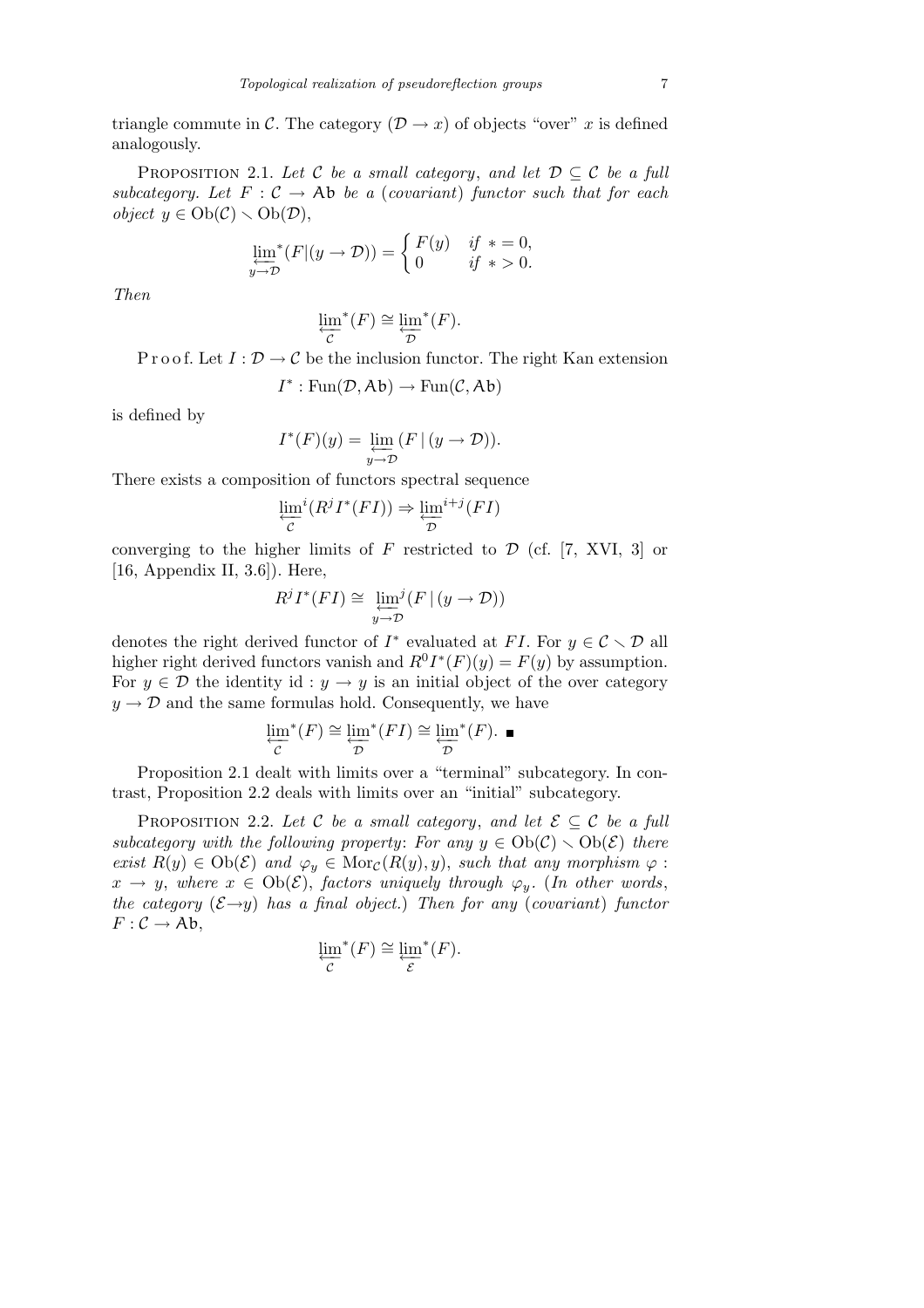triangle commute in $\mathcal{C}$. The category $(\mathcal{D} \to x)$ of objects "over" $x$ is defined analogously.

Proposition 2.1. *Let $\mathcal{C}$ be a small category, and let $\mathcal{D} \subseteq \mathcal{C}$ be a full subcategory. Let $F : \mathcal{C} \to \mathsf{Ab}$ be a (covariant) functor such that for each object $y \in \mathrm{Ob}(\mathcal{C}) \smallsetminus \mathrm{Ob}(\mathcal{D})$,*

$$\varprojlim_{y \to \mathcal{D}}{}^{*}(F|(y \to \mathcal{D})) = \begin{cases} F(y) & \text{if } * = 0, \\ 0 & \text{if } * > 0. \end{cases}$$

*Then*

$$\varprojlim_{\mathcal{C}}{}^{*}(F) \cong \varprojlim_{\mathcal{D}}{}^{*}(F).$$

Proof. Let $I : \mathcal{D} \to \mathcal{C}$ be the inclusion functor. The right Kan extension

$$I^* : \mathrm{Fun}(\mathcal{D}, \mathsf{Ab}) \to \mathrm{Fun}(\mathcal{C}, \mathsf{Ab})$$

is defined by

$$I^*(F)(y) = \varprojlim_{y \to \mathcal{D}} (F \,|\, (y \to \mathcal{D})).$$

There exists a composition of functors spectral sequence

$$\varprojlim_{\mathcal{C}}{}^{i}(R^j I^*(FI)) \Rightarrow \varprojlim_{\mathcal{D}}{}^{i+j}(FI)$$

converging to the higher limits of $F$ restricted to $\mathcal{D}$ (cf. [7, XVI, 3] or [16, Appendix II, 3.6]). Here,

$$R^j I^*(FI) \cong \varprojlim_{y \to \mathcal{D}}{}^{j}(F \,|\, (y \to \mathcal{D}))$$

denotes the right derived functor of $I^*$ evaluated at $FI$. For $y \in \mathcal{C} \smallsetminus \mathcal{D}$ all higher right derived functors vanish and $R^0 I^*(F)(y) = F(y)$ by assumption. For $y \in \mathcal{D}$ the identity $\mathrm{id} : y \to y$ is an initial object of the over category $y \to \mathcal{D}$ and the same formulas hold. Consequently, we have

$$\varprojlim_{\mathcal{C}}{}^{*}(F) \cong \varprojlim_{\mathcal{D}}{}^{*}(FI) \cong \varprojlim_{\mathcal{D}}{}^{*}(F). \ \blacksquare$$

Proposition 2.1 dealt with limits over a "terminal" subcategory. In contrast, Proposition 2.2 deals with limits over an "initial" subcategory.

Proposition 2.2. *Let $\mathcal{C}$ be a small category, and let $\mathcal{E} \subseteq \mathcal{C}$ be a full subcategory with the following property: For any $y \in \mathrm{Ob}(\mathcal{C}) \smallsetminus \mathrm{Ob}(\mathcal{E})$ there exist $R(y) \in \mathrm{Ob}(\mathcal{E})$ and $\varphi_y \in \mathrm{Mor}_{\mathcal{C}}(R(y), y)$, such that any morphism $\varphi : x \to y$, where $x \in \mathrm{Ob}(\mathcal{E})$, factors uniquely through $\varphi_y$. (In other words, the category $(\mathcal{E} \to y)$ has a final object.) Then for any (covariant) functor $F : \mathcal{C} \to \mathsf{Ab}$,*

$$\varprojlim_{\mathcal{C}}{}^{*}(F) \cong \varprojlim_{\mathcal{E}}{}^{*}(F).$$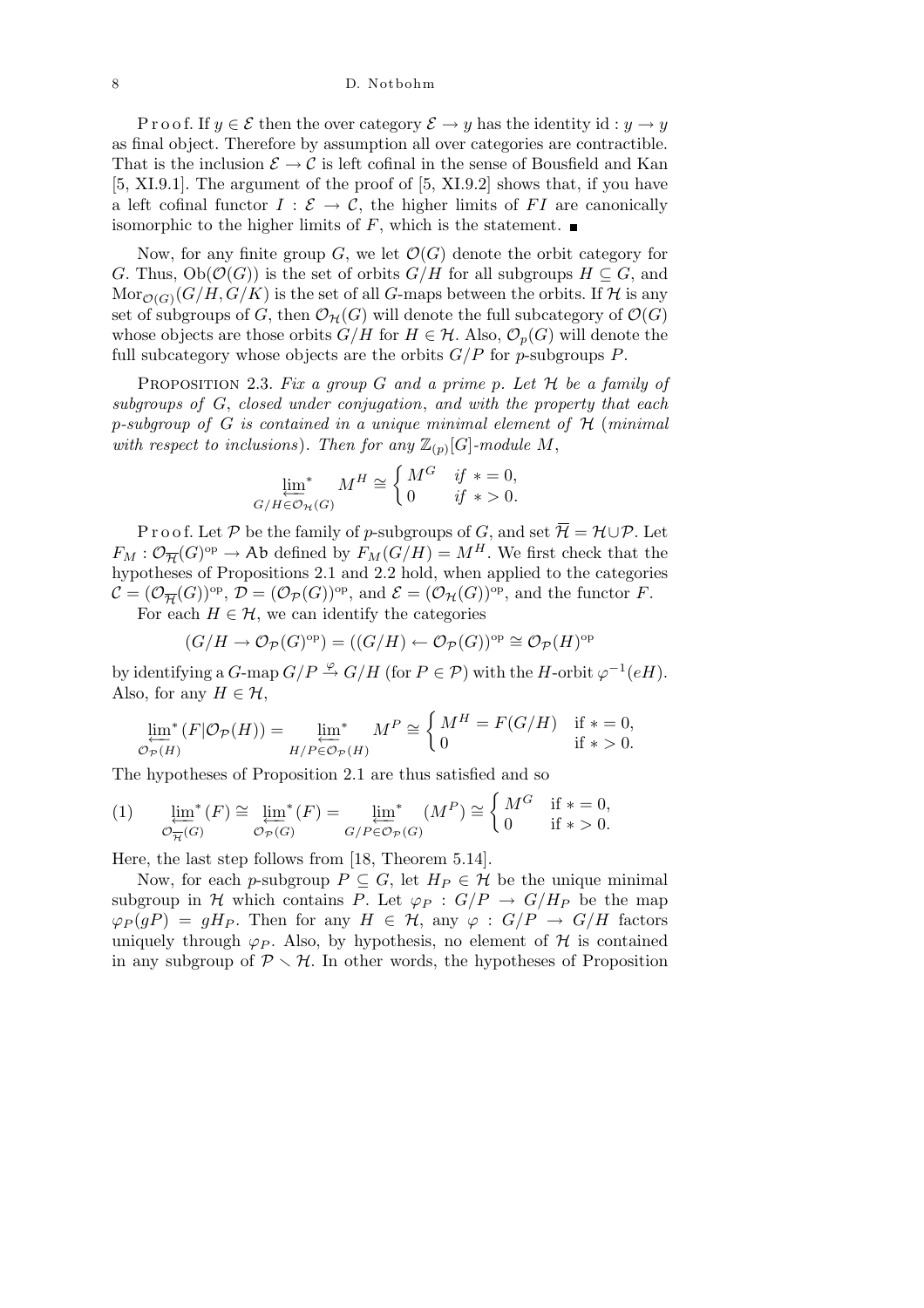P r o o f. If $y \in \mathcal{E}$ then the over category $\mathcal{E} \to y$ has the identity $\mathrm{id} : y \to y$ as final object. Therefore by assumption all over categories are contractible. That is the inclusion $\mathcal{E} \to \mathcal{C}$ is left cofinal in the sense of Bousfield and Kan [5, XI.9.1]. The argument of the proof of [5, XI.9.2] shows that, if you have a left cofinal functor $I : \mathcal{E} \to \mathcal{C}$, the higher limits of $FI$ are canonically isomorphic to the higher limits of $F$, which is the statement. ■

Now, for any finite group $G$, we let $\mathcal{O}(G)$ denote the orbit category for $G$. Thus, $\mathrm{Ob}(\mathcal{O}(G))$ is the set of orbits $G/H$ for all subgroups $H \subseteq G$, and $\mathrm{Mor}_{\mathcal{O}(G)}(G/H, G/K)$ is the set of all $G$-maps between the orbits. If $\mathcal{H}$ is any set of subgroups of $G$, then $\mathcal{O}_{\mathcal{H}}(G)$ will denote the full subcategory of $\mathcal{O}(G)$ whose objects are those orbits $G/H$ for $H \in \mathcal{H}$. Also, $\mathcal{O}_p(G)$ will denote the full subcategory whose objects are the orbits $G/P$ for $p$-subgroups $P$.

PROPOSITION 2.3. *Fix a group $G$ and a prime $p$. Let $\mathcal{H}$ be a family of subgroups of $G$, closed under conjugation, and with the property that each $p$-subgroup of $G$ is contained in a unique minimal element of $\mathcal{H}$ (minimal with respect to inclusions). Then for any $\mathbb{Z}_{(p)}[G]$-module $M$,*

$$\varprojlim_{G/H \in \mathcal{O}_{\mathcal{H}}(G)}{}^{*} M^H \cong \begin{cases} M^G & \text{if } * = 0, \\ 0 & \text{if } * > 0. \end{cases}$$

P r o o f. Let $\mathcal{P}$ be the family of $p$-subgroups of $G$, and set $\overline{\mathcal{H}} = \mathcal{H} \cup \mathcal{P}$. Let $F_M : \mathcal{O}_{\overline{\mathcal{H}}}(G)^{\mathrm{op}} \to \mathsf{Ab}$ defined by $F_M(G/H) = M^H$. We first check that the hypotheses of Propositions 2.1 and 2.2 hold, when applied to the categories $\mathcal{C} = (\mathcal{O}_{\overline{\mathcal{H}}}(G))^{\mathrm{op}}$, $\mathcal{D} = (\mathcal{O}_{\mathcal{P}}(G))^{\mathrm{op}}$, and $\mathcal{E} = (\mathcal{O}_{\mathcal{H}}(G))^{\mathrm{op}}$, and the functor $F$.

For each $H \in \mathcal{H}$, we can identify the categories

$$(G/H \to \mathcal{O}_{\mathcal{P}}(G)^{\mathrm{op}}) = ((G/H) \leftarrow \mathcal{O}_{\mathcal{P}}(G))^{\mathrm{op}} \cong \mathcal{O}_{\mathcal{P}}(H)^{\mathrm{op}}$$

by identifying a $G$-map $G/P \xrightarrow{\varphi} G/H$ (for $P \in \mathcal{P}$) with the $H$-orbit $\varphi^{-1}(eH)$. Also, for any $H \in \mathcal{H}$,

$$\varprojlim_{\mathcal{O}_{\mathcal{P}}(H)}{}^{*} (F|\mathcal{O}_{\mathcal{P}}(H)) = \varprojlim_{H/P \in \mathcal{O}_{\mathcal{P}}(H)}{}^{*} M^P \cong \begin{cases} M^H = F(G/H) & \text{if } * = 0, \\ 0 & \text{if } * > 0. \end{cases}$$

The hypotheses of Proposition 2.1 are thus satisfied and so

$$(1) \qquad \varprojlim_{\mathcal{O}_{\overline{\mathcal{H}}}(G)}{}^{*} (F) \cong \varprojlim_{\mathcal{O}_{\mathcal{P}}(G)}{}^{*} (F) = \varprojlim_{G/P \in \mathcal{O}_{\mathcal{P}}(G)}{}^{*} (M^P) \cong \begin{cases} M^G & \text{if } * = 0, \\ 0 & \text{if } * > 0. \end{cases}$$

Here, the last step follows from [18, Theorem 5.14].

Now, for each $p$-subgroup $P \subseteq G$, let $H_P \in \mathcal{H}$ be the unique minimal subgroup in $\mathcal{H}$ which contains $P$. Let $\varphi_P : G/P \to G/H_P$ be the map $\varphi_P(gP) = gH_P$. Then for any $H \in \mathcal{H}$, any $\varphi : G/P \to G/H$ factors uniquely through $\varphi_P$. Also, by hypothesis, no element of $\mathcal{H}$ is contained in any subgroup of $\mathcal{P} \setminus \mathcal{H}$. In other words, the hypotheses of Proposition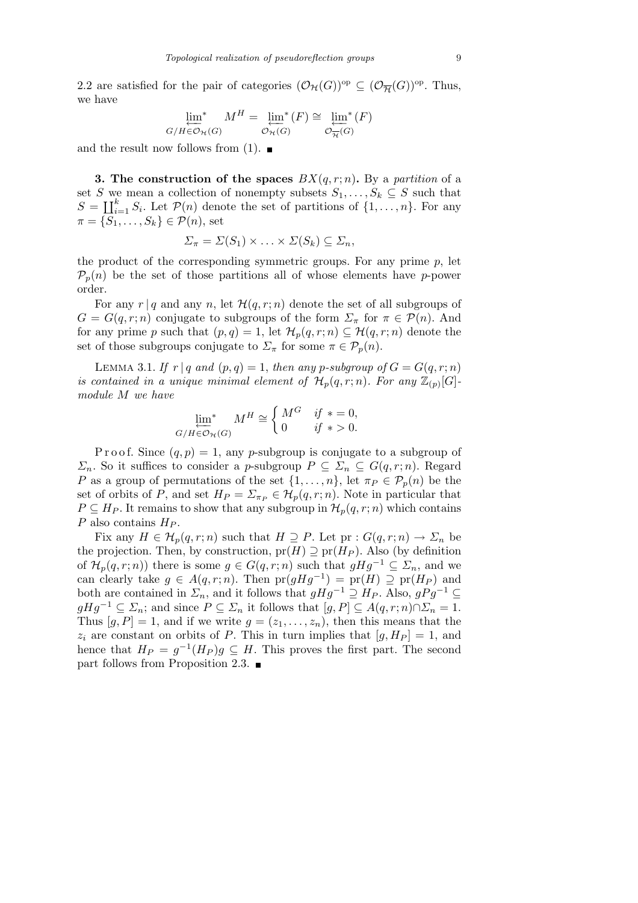2.2 are satisfied for the pair of categories $(\mathcal{O}_{\mathcal{H}}(G))^{\mathrm{op}} \subseteq (\mathcal{O}_{\overline{\mathcal{H}}}(G))^{\mathrm{op}}$. Thus, we have

$$\varprojlim_{G/H \in \mathcal{O}_{\mathcal{H}}(G)}{}^{*} M^H = \varprojlim_{\mathcal{O}_{\mathcal{H}}(G)}{}^{*}(F) \cong \varprojlim_{\mathcal{O}_{\overline{\mathcal{H}}}(G)}{}^{*}(F)$$

and the result now follows from (1). ■

**3. The construction of the spaces $BX(q, r; n)$.** By a *partition* of a set $S$ we mean a collection of nonempty subsets $S_1, \ldots, S_k \subseteq S$ such that $S = \coprod_{i=1}^{k} S_i$. Let $\mathcal{P}(n)$ denote the set of partitions of $\{1, \ldots, n\}$. For any $\pi = \{S_1, \ldots, S_k\} \in \mathcal{P}(n)$, set

$$\Sigma_\pi = \Sigma(S_1) \times \ldots \times \Sigma(S_k) \subseteq \Sigma_n,$$

the product of the corresponding symmetric groups. For any prime $p$, let $\mathcal{P}_p(n)$ be the set of those partitions all of whose elements have $p$-power order.

For any $r \mid q$ and any $n$, let $\mathcal{H}(q, r; n)$ denote the set of all subgroups of $G = G(q, r; n)$ conjugate to subgroups of the form $\Sigma_\pi$ for $\pi \in \mathcal{P}(n)$. And for any prime $p$ such that $(p, q) = 1$, let $\mathcal{H}_p(q, r; n) \subseteq \mathcal{H}(q, r; n)$ denote the set of those subgroups conjugate to $\Sigma_\pi$ for some $\pi \in \mathcal{P}_p(n)$.

LEMMA 3.1. *If $r \mid q$ and $(p, q) = 1$, then any $p$-subgroup of $G = G(q, r; n)$ is contained in a unique minimal element of $\mathcal{H}_p(q, r; n)$. For any $\mathbb{Z}_{(p)}[G]$-module $M$ we have*

$$\varprojlim_{G/H \in \mathcal{O}_{\mathcal{H}}(G)}{}^{*} M^H \cong \begin{cases} M^G & \text{if } * = 0, \\ 0 & \text{if } * > 0. \end{cases}$$

Proof. Since $(q, p) = 1$, any $p$-subgroup is conjugate to a subgroup of $\Sigma_n$. So it suffices to consider a $p$-subgroup $P \subseteq \Sigma_n \subseteq G(q, r; n)$. Regard $P$ as a group of permutations of the set $\{1, \ldots, n\}$, let $\pi_P \in \mathcal{P}_p(n)$ be the set of orbits of $P$, and set $H_P = \Sigma_{\pi_P} \in \mathcal{H}_p(q, r; n)$. Note in particular that $P \subseteq H_P$. It remains to show that any subgroup in $\mathcal{H}_p(q, r; n)$ which contains $P$ also contains $H_P$.

Fix any $H \in \mathcal{H}_p(q, r; n)$ such that $H \supseteq P$. Let $\mathrm{pr} : G(q, r; n) \to \Sigma_n$ be the projection. Then, by construction, $\mathrm{pr}(H) \supseteq \mathrm{pr}(H_P)$. Also (by definition of $\mathcal{H}_p(q, r; n)$) there is some $g \in G(q, r; n)$ such that $gHg^{-1} \subseteq \Sigma_n$, and we can clearly take $g \in A(q, r; n)$. Then $\mathrm{pr}(gHg^{-1}) = \mathrm{pr}(H) \supseteq \mathrm{pr}(H_P)$ and both are contained in $\Sigma_n$, and it follows that $gHg^{-1} \supseteq H_P$. Also, $gPg^{-1} \subseteq gHg^{-1} \subseteq \Sigma_n$; and since $P \subseteq \Sigma_n$ it follows that $[g, P] \subseteq A(q, r; n) \cap \Sigma_n = 1$. Thus $[g, P] = 1$, and if we write $g = (z_1, \ldots, z_n)$, then this means that the $z_i$ are constant on orbits of $P$. This in turn implies that $[g, H_P] = 1$, and hence that $H_P = g^{-1}(H_P)g \subseteq H$. This proves the first part. The second part follows from Proposition 2.3. ■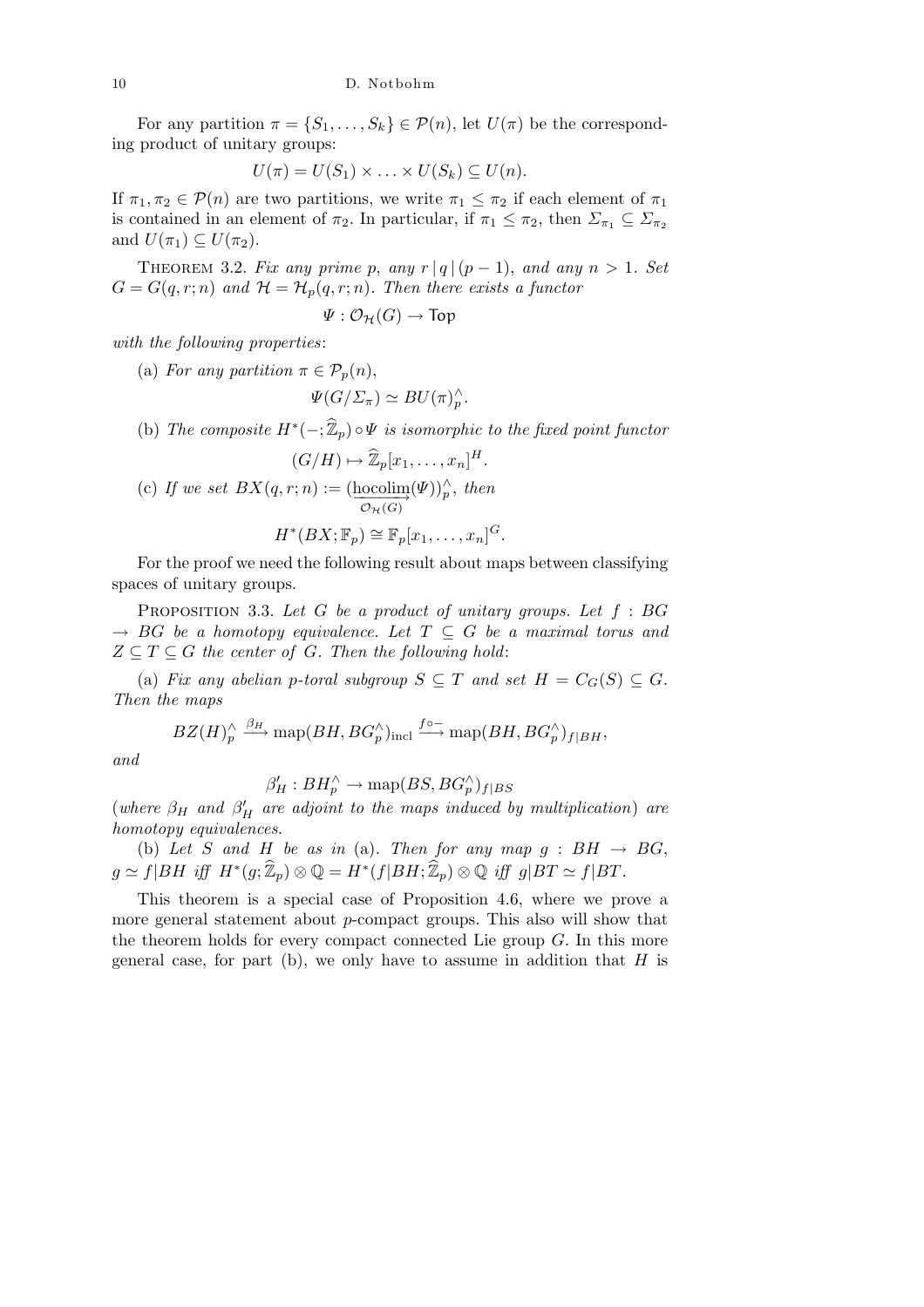For any partition $\pi = \{S_1, \ldots, S_k\} \in \mathcal{P}(n)$, let $U(\pi)$ be the corresponding product of unitary groups:

$$U(\pi) = U(S_1) \times \ldots \times U(S_k) \subseteq U(n).$$

If $\pi_1, \pi_2 \in \mathcal{P}(n)$ are two partitions, we write $\pi_1 \leq \pi_2$ if each element of $\pi_1$ is contained in an element of $\pi_2$. In particular, if $\pi_1 \leq \pi_2$, then $\Sigma_{\pi_1} \subseteq \Sigma_{\pi_2}$ and $U(\pi_1) \subseteq U(\pi_2)$.

Theorem 3.2. *Fix any prime $p$, any $r \mid q \mid (p-1)$, and any $n > 1$. Set $G = G(q, r; n)$ and $\mathcal{H} = \mathcal{H}_p(q, r; n)$. Then there exists a functor*

$$\Psi : \mathcal{O}_{\mathcal{H}}(G) \to \mathsf{Top}$$

*with the following properties*:

(a) *For any partition $\pi \in \mathcal{P}_p(n)$,*

$$\Psi(G/\Sigma_\pi) \simeq BU(\pi)^\wedge_p.$$

(b) *The composite $H^*(-; \widehat{\mathbb{Z}}_p) \circ \Psi$ is isomorphic to the fixed point functor*

$$(G/H) \mapsto \widehat{\mathbb{Z}}_p[x_1, \ldots, x_n]^H.$$

(c) *If we set $BX(q, r; n) := (\underset{\mathcal{O}_{\mathcal{H}}(G)}{\underrightarrow{\operatorname{hocolim}}}(\Psi))^\wedge_p$, then*

$$H^*(BX; \mathbb{F}_p) \cong \mathbb{F}_p[x_1, \ldots, x_n]^G.$$

For the proof we need the following result about maps between classifying spaces of unitary groups.

Proposition 3.3. *Let $G$ be a product of unitary groups. Let $f : BG \to BG$ be a homotopy equivalence. Let $T \subseteq G$ be a maximal torus and $Z \subseteq T \subseteq G$ the center of $G$. Then the following hold*:

(a) *Fix any abelian $p$-toral subgroup $S \subseteq T$ and set $H = C_G(S) \subseteq G$. Then the maps*

$$BZ(H)^\wedge_p \xrightarrow{\beta_H} \operatorname{map}(BH, BG^\wedge_p)_{\mathrm{incl}} \xrightarrow{f \circ -} \operatorname{map}(BH, BG^\wedge_p)_{f|BH},$$

*and*

$$\beta'_H : BH^\wedge_p \to \operatorname{map}(BS, BG^\wedge_p)_{f|BS}$$

(*where $\beta_H$ and $\beta'_H$ are adjoint to the maps induced by multiplication*) *are homotopy equivalences.*

(b) *Let $S$ and $H$ be as in* (a). *Then for any map $g : BH \to BG$, $g \simeq f|BH$ iff $H^*(g; \widehat{\mathbb{Z}}_p) \otimes \mathbb{Q} = H^*(f|BH; \widehat{\mathbb{Z}}_p) \otimes \mathbb{Q}$ iff $g|BT \simeq f|BT$.*

This theorem is a special case of Proposition 4.6, where we prove a more general statement about $p$-compact groups. This also will show that the theorem holds for every compact connected Lie group $G$. In this more general case, for part (b), we only have to assume in addition that $H$ is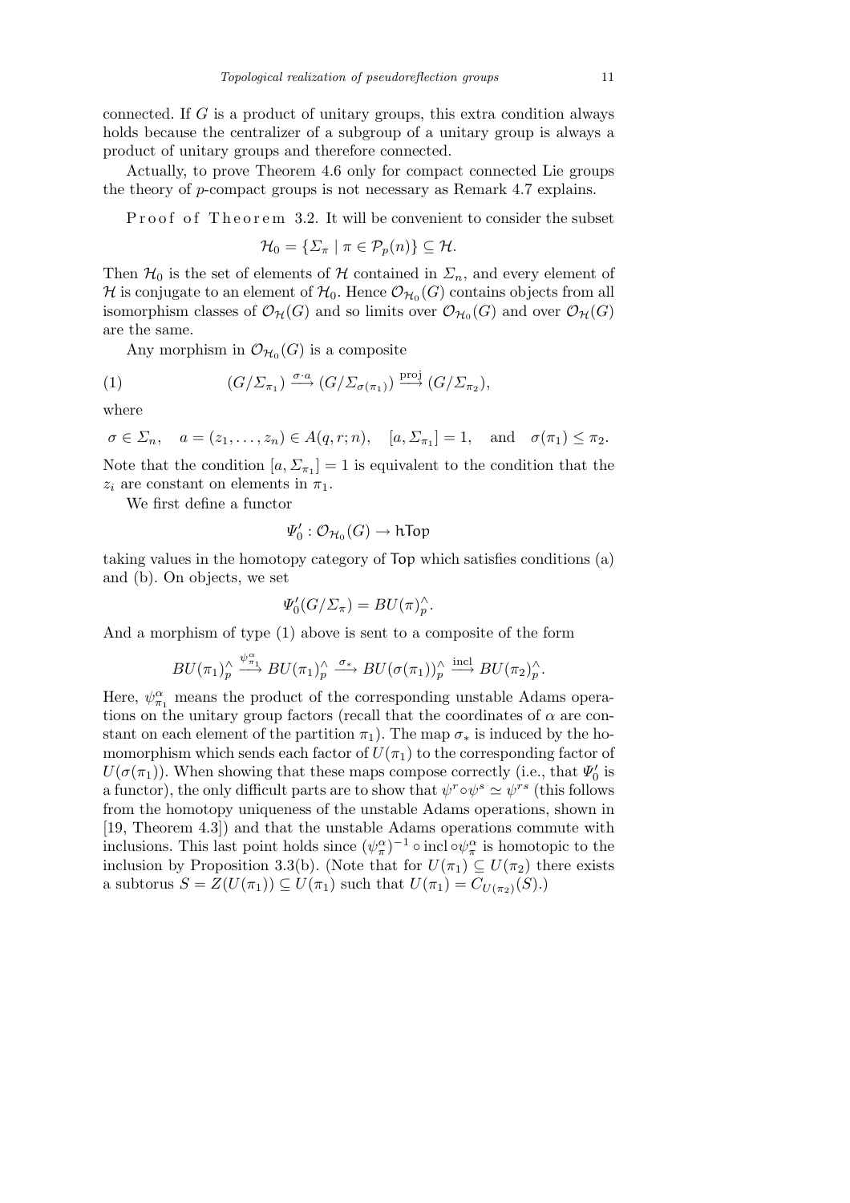connected. If $G$ is a product of unitary groups, this extra condition always holds because the centralizer of a subgroup of a unitary group is always a product of unitary groups and therefore connected.

Actually, to prove Theorem 4.6 only for compact connected Lie groups the theory of $p$-compact groups is not necessary as Remark 4.7 explains.

Proof of Theorem 3.2. It will be convenient to consider the subset

$$\mathcal{H}_0 = \{\Sigma_\pi \mid \pi \in \mathcal{P}_p(n)\} \subseteq \mathcal{H}.$$

Then $\mathcal{H}_0$ is the set of elements of $\mathcal{H}$ contained in $\Sigma_n$, and every element of $\mathcal{H}$ is conjugate to an element of $\mathcal{H}_0$. Hence $\mathcal{O}_{\mathcal{H}_0}(G)$ contains objects from all isomorphism classes of $\mathcal{O}_{\mathcal{H}}(G)$ and so limits over $\mathcal{O}_{\mathcal{H}_0}(G)$ and over $\mathcal{O}_{\mathcal{H}}(G)$ are the same.

Any morphism in $\mathcal{O}_{\mathcal{H}_0}(G)$ is a composite

$$(G/\Sigma_{\pi_1}) \xrightarrow{\sigma \cdot a} (G/\Sigma_{\sigma(\pi_1)}) \xrightarrow{\text{proj}} (G/\Sigma_{\pi_2}), \tag{1}$$

where

$$\sigma \in \Sigma_n, \quad a = (z_1, \ldots, z_n) \in A(q, r; n), \quad [a, \Sigma_{\pi_1}] = 1, \quad \text{and} \quad \sigma(\pi_1) \le \pi_2.$$

Note that the condition $[a, \Sigma_{\pi_1}] = 1$ is equivalent to the condition that the $z_i$ are constant on elements in $\pi_1$.

We first define a functor

$$\Psi_0' : \mathcal{O}_{\mathcal{H}_0}(G) \to \mathsf{hTop}$$

taking values in the homotopy category of $\mathsf{Top}$ which satisfies conditions (a) and (b). On objects, we set

$$\Psi_0'(G/\Sigma_\pi) = BU(\pi)_p^\wedge.$$

And a morphism of type (1) above is sent to a composite of the form

$$BU(\pi_1)_p^\wedge \xrightarrow{\psi_{\pi_1}^\alpha} BU(\pi_1)_p^\wedge \xrightarrow{\sigma_*} BU(\sigma(\pi_1))_p^\wedge \xrightarrow{\text{incl}} BU(\pi_2)_p^\wedge.$$

Here, $\psi_{\pi_1}^\alpha$ means the product of the corresponding unstable Adams operations on the unitary group factors (recall that the coordinates of $\alpha$ are constant on each element of the partition $\pi_1$). The map $\sigma_*$ is induced by the homomorphism which sends each factor of $U(\pi_1)$ to the corresponding factor of $U(\sigma(\pi_1))$. When showing that these maps compose correctly (i.e., that $\Psi_0'$ is a functor), the only difficult parts are to show that $\psi^r \circ \psi^s \simeq \psi^{rs}$ (this follows from the homotopy uniqueness of the unstable Adams operations, shown in [19, Theorem 4.3]) and that the unstable Adams operations commute with inclusions. This last point holds since $(\psi_\pi^\alpha)^{-1} \circ \text{incl} \circ \psi_\pi^\alpha$ is homotopic to the inclusion by Proposition 3.3(b). (Note that for $U(\pi_1) \subseteq U(\pi_2)$ there exists a subtorus $S = Z(U(\pi_1)) \subseteq U(\pi_1)$ such that $U(\pi_1) = C_{U(\pi_2)}(S)$.)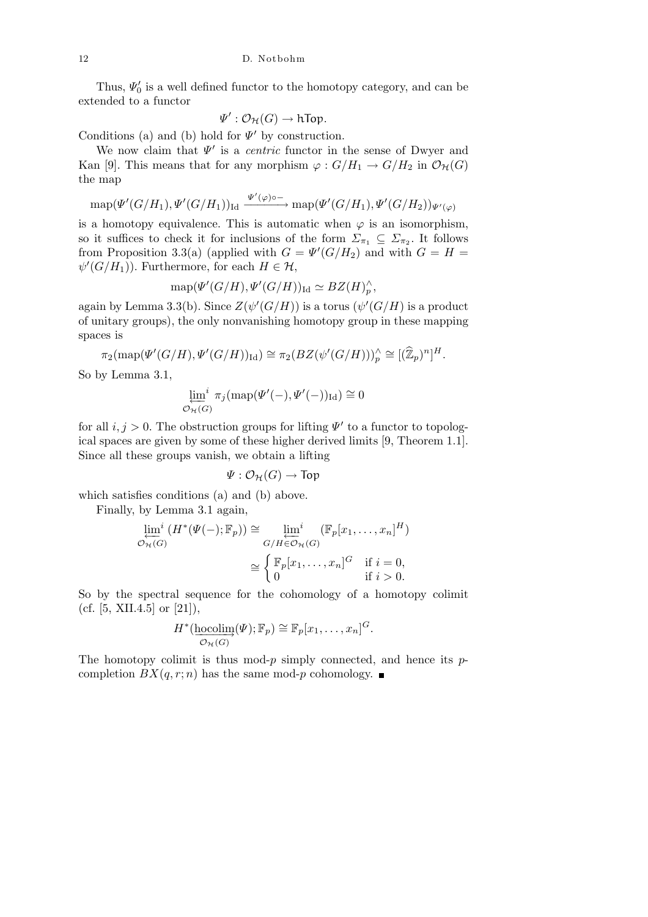Thus, $\Psi'_0$ is a well defined functor to the homotopy category, and can be extended to a functor

$$\Psi' : \mathcal{O}_{\mathcal{H}}(G) \to \mathsf{hTop}.$$

Conditions (a) and (b) hold for $\Psi'$ by construction.

We now claim that $\Psi'$ is a *centric* functor in the sense of Dwyer and Kan [9]. This means that for any morphism $\varphi : G/H_1 \to G/H_2$ in $\mathcal{O}_{\mathcal{H}}(G)$ the map

$$\mathrm{map}(\Psi'(G/H_1), \Psi'(G/H_1))_{\mathrm{Id}} \xrightarrow{\Psi'(\varphi)\circ -} \mathrm{map}(\Psi'(G/H_1), \Psi'(G/H_2))_{\Psi'(\varphi)}$$

is a homotopy equivalence. This is automatic when $\varphi$ is an isomorphism, so it suffices to check it for inclusions of the form $\Sigma_{\pi_1} \subseteq \Sigma_{\pi_2}$. It follows from Proposition 3.3(a) (applied with $G = \Psi'(G/H_2)$ and with $G = H = \psi'(G/H_1)$). Furthermore, for each $H \in \mathcal{H}$,

$$\mathrm{map}(\Psi'(G/H), \Psi'(G/H))_{\mathrm{Id}} \simeq BZ(H)^{\wedge}_p,$$

again by Lemma 3.3(b). Since $Z(\psi'(G/H))$ is a torus ($\psi'(G/H)$ is a product of unitary groups), the only nonvanishing homotopy group in these mapping spaces is

$$\pi_2(\mathrm{map}(\Psi'(G/H), \Psi'(G/H))_{\mathrm{Id}}) \cong \pi_2(BZ(\psi'(G/H)))^{\wedge}_p \cong [(\widehat{\mathbb{Z}}_p)^n]^H.$$

So by Lemma 3.1,

$$\varprojlim_{\mathcal{O}_{\mathcal{H}}(G)}{}^{i} \ \pi_j(\mathrm{map}(\Psi'(-), \Psi'(-))_{\mathrm{Id}}) \cong 0$$

for all $i, j > 0$. The obstruction groups for lifting $\Psi'$ to a functor to topological spaces are given by some of these higher derived limits [9, Theorem 1.1]. Since all these groups vanish, we obtain a lifting

$$\Psi : \mathcal{O}_{\mathcal{H}}(G) \to \mathsf{Top}$$

which satisfies conditions (a) and (b) above.

Finally, by Lemma 3.1 again,

$$\begin{aligned}
\varprojlim_{\mathcal{O}_{\mathcal{H}}(G)}{}^{i} \, (H^*(\Psi(-); \mathbb{F}_p)) &\cong \varprojlim_{G/H \in \mathcal{O}_{\mathcal{H}}(G)}{}^{i} \ (\mathbb{F}_p[x_1, \ldots, x_n]^H) \\
&\cong \begin{cases} \mathbb{F}_p[x_1, \ldots, x_n]^G & \text{if } i = 0, \\ 0 & \text{if } i > 0. \end{cases}
\end{aligned}$$

So by the spectral sequence for the cohomology of a homotopy colimit (cf. [5, XII.4.5] or [21]),

$$H^*(\underset{\mathcal{O}_{\mathcal{H}}(G)}{\underrightarrow{\mathrm{hocolim}}}(\Psi); \mathbb{F}_p) \cong \mathbb{F}_p[x_1, \ldots, x_n]^G.$$

The homotopy colimit is thus mod-$p$ simply connected, and hence its $p$-completion $BX(q, r; n)$ has the same mod-$p$ cohomology. ∎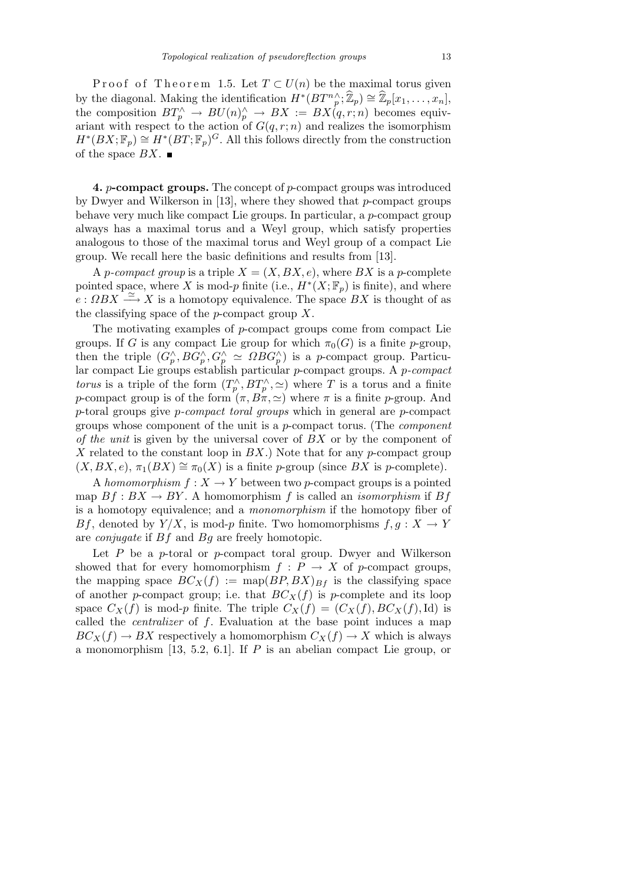P r o o f o f T h e o r e m 1.5. Let $T \subset U(n)$ be the maximal torus given by the diagonal. Making the identification $H^*(BT^n{}_p^\wedge; \widehat{\mathbb{Z}}_p) \cong \widehat{\mathbb{Z}}_p[x_1, \ldots, x_n]$, the composition $BT_p^\wedge \to BU(n)_p^\wedge \to BX := BX(q, r; n)$ becomes equivariant with respect to the action of $G(q, r; n)$ and realizes the isomorphism $H^*(BX; \mathbb{F}_p) \cong H^*(BT; \mathbb{F}_p)^G$. All this follows directly from the construction of the space $BX$. ∎

**4. $p$-compact groups.** The concept of $p$-compact groups was introduced by Dwyer and Wilkerson in [13], where they showed that $p$-compact groups behave very much like compact Lie groups. In particular, a $p$-compact group always has a maximal torus and a Weyl group, which satisfy properties analogous to those of the maximal torus and Weyl group of a compact Lie group. We recall here the basic definitions and results from [13].

A *$p$-compact group* is a triple $X = (X, BX, e)$, where $BX$ is a $p$-complete pointed space, where $X$ is mod-$p$ finite (i.e., $H^*(X; \mathbb{F}_p)$ is finite), and where $e : \Omega BX \xrightarrow{\simeq} X$ is a homotopy equivalence. The space $BX$ is thought of as the classifying space of the $p$-compact group $X$.

The motivating examples of $p$-compact groups come from compact Lie groups. If $G$ is any compact Lie group for which $\pi_0(G)$ is a finite $p$-group, then the triple $(G_p^\wedge, BG_p^\wedge, G_p^\wedge \simeq \Omega BG_p^\wedge)$ is a $p$-compact group. Particular compact Lie groups establish particular $p$-compact groups. A *$p$-compact torus* is a triple of the form $(T_p^\wedge, BT_p^\wedge, \simeq)$ where $T$ is a torus and a finite $p$-compact group is of the form $(\pi, B\pi, \simeq)$ where $\pi$ is a finite $p$-group. And $p$-toral groups give *$p$-compact toral groups* which in general are $p$-compact groups whose component of the unit is a $p$-compact torus. (The *component of the unit* is given by the universal cover of $BX$ or by the component of $X$ related to the constant loop in $BX$.) Note that for any $p$-compact group $(X, BX, e)$, $\pi_1(BX) \cong \pi_0(X)$ is a finite $p$-group (since $BX$ is $p$-complete).

A *homomorphism* $f : X \to Y$ between two $p$-compact groups is a pointed map $Bf : BX \to BY$. A homomorphism $f$ is called an *isomorphism* if $Bf$ is a homotopy equivalence; and a *monomorphism* if the homotopy fiber of $Bf$, denoted by $Y/X$, is mod-$p$ finite. Two homomorphisms $f, g : X \to Y$ are *conjugate* if $Bf$ and $Bg$ are freely homotopic.

Let $P$ be a $p$-toral or $p$-compact toral group. Dwyer and Wilkerson showed that for every homomorphism $f : P \to X$ of $p$-compact groups, the mapping space $BC_X(f) := \mathrm{map}(BP, BX)_{Bf}$ is the classifying space of another $p$-compact group; i.e. that $BC_X(f)$ is $p$-complete and its loop space $C_X(f)$ is mod-$p$ finite. The triple $C_X(f) = (C_X(f), BC_X(f), \mathrm{Id})$ is called the *centralizer* of $f$. Evaluation at the base point induces a map $BC_X(f) \to BX$ respectively a homomorphism $C_X(f) \to X$ which is always a monomorphism [13, 5.2, 6.1]. If $P$ is an abelian compact Lie group, or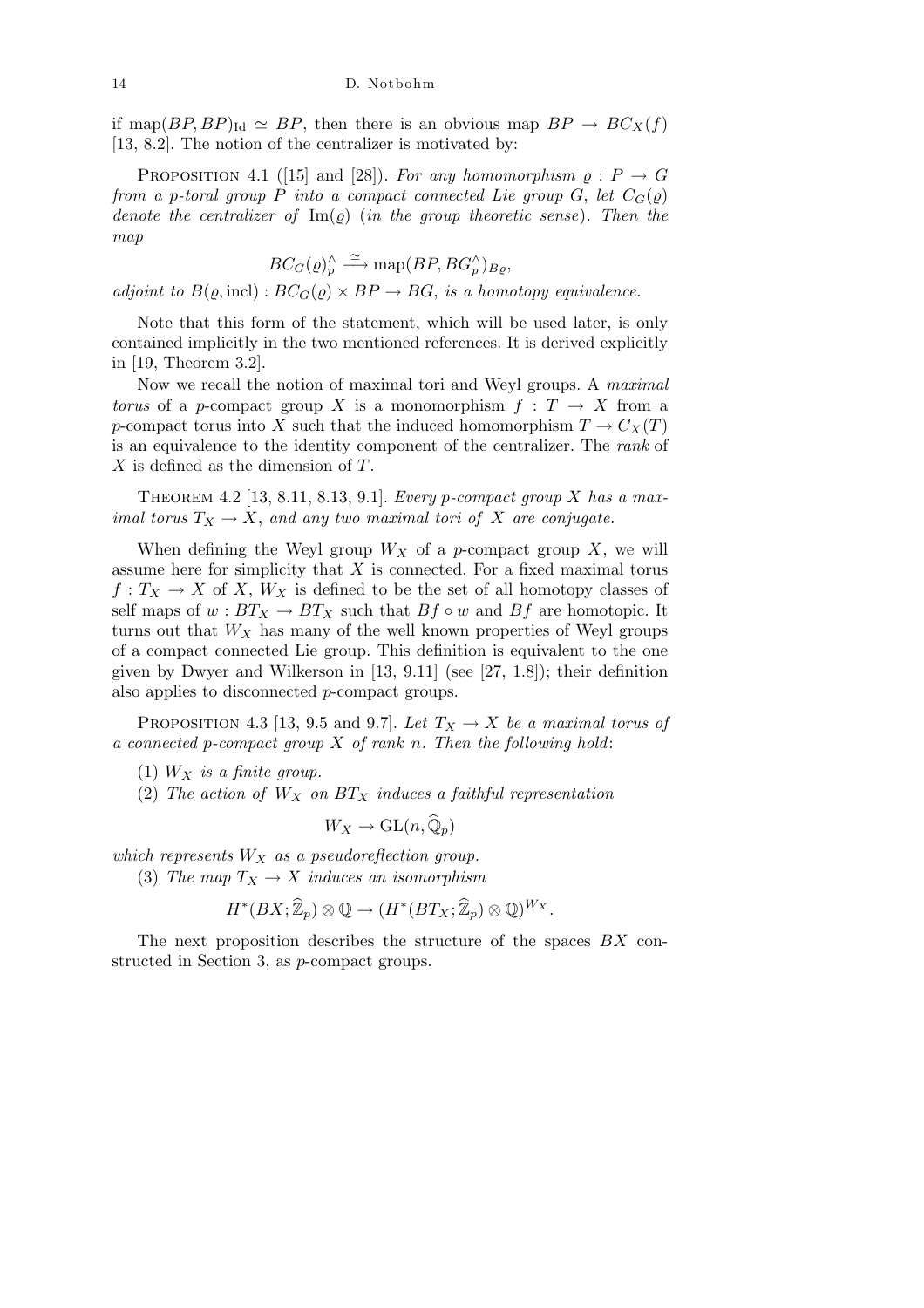if $\operatorname{map}(BP, BP)_{\mathrm{Id}} \simeq BP$, then there is an obvious map $BP \to BC_X(f)$ [13, 8.2]. The notion of the centralizer is motivated by:

Proposition 4.1 ([15] and [28]). *For any homomorphism $\varrho : P \to G$ from a $p$-toral group $P$ into a compact connected Lie group $G$, let $C_G(\varrho)$ denote the centralizer of $\operatorname{Im}(\varrho)$ (in the group theoretic sense). Then the map*

$$BC_G(\varrho)^\wedge_p \xrightarrow{\simeq} \operatorname{map}(BP, BG^\wedge_p)_{B\varrho},$$

*adjoint to $B(\varrho, \mathrm{incl}) : BC_G(\varrho) \times BP \to BG$, is a homotopy equivalence.*

Note that this form of the statement, which will be used later, is only contained implicitly in the two mentioned references. It is derived explicitly in [19, Theorem 3.2].

Now we recall the notion of maximal tori and Weyl groups. A *maximal torus* of a $p$-compact group $X$ is a monomorphism $f : T \to X$ from a $p$-compact torus into $X$ such that the induced homomorphism $T \to C_X(T)$ is an equivalence to the identity component of the centralizer. The *rank* of $X$ is defined as the dimension of $T$.

Theorem 4.2 [13, 8.11, 8.13, 9.1]. *Every $p$-compact group $X$ has a maximal torus $T_X \to X$, and any two maximal tori of $X$ are conjugate.*

When defining the Weyl group $W_X$ of a $p$-compact group $X$, we will assume here for simplicity that $X$ is connected. For a fixed maximal torus $f : T_X \to X$ of $X$, $W_X$ is defined to be the set of all homotopy classes of self maps of $w : BT_X \to BT_X$ such that $Bf \circ w$ and $Bf$ are homotopic. It turns out that $W_X$ has many of the well known properties of Weyl groups of a compact connected Lie group. This definition is equivalent to the one given by Dwyer and Wilkerson in [13, 9.11] (see [27, 1.8]); their definition also applies to disconnected $p$-compact groups.

Proposition 4.3 [13, 9.5 and 9.7]. *Let $T_X \to X$ be a maximal torus of a connected $p$-compact group $X$ of rank $n$. Then the following hold*:

(1) *$W_X$ is a finite group.*

(2) *The action of $W_X$ on $BT_X$ induces a faithful representation*

$$W_X \to \mathrm{GL}(n, \widehat{\mathbb{Q}}_p)$$

*which represents $W_X$ as a pseudoreflection group.*

(3) *The map $T_X \to X$ induces an isomorphism*

$$H^*(BX; \widehat{\mathbb{Z}}_p) \otimes \mathbb{Q} \to (H^*(BT_X; \widehat{\mathbb{Z}}_p) \otimes \mathbb{Q})^{W_X}.$$

The next proposition describes the structure of the spaces $BX$ constructed in Section 3, as $p$-compact groups.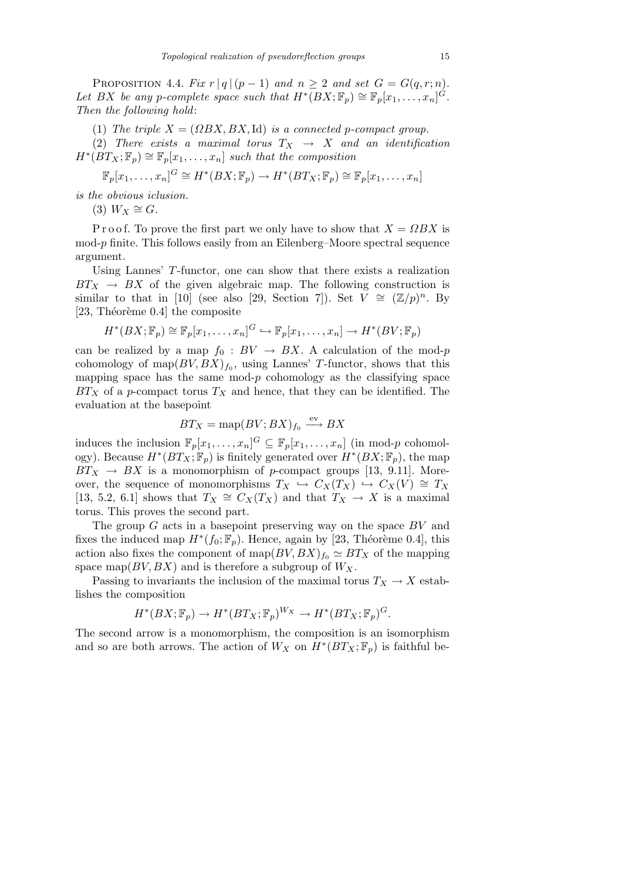Proposition 4.4. *Fix $r \mid q \mid (p-1)$ and $n \geq 2$ and set $G = G(q,r;n)$. Let $BX$ be any $p$-complete space such that $H^*(BX;\mathbb{F}_p) \cong \mathbb{F}_p[x_1,\ldots,x_n]^G$. Then the following hold*:

(1) *The triple $X = (\Omega BX, BX, \mathrm{Id})$ is a connected $p$-compact group.*

(2) *There exists a maximal torus $T_X \to X$ and an identification $H^*(BT_X;\mathbb{F}_p) \cong \mathbb{F}_p[x_1,\ldots,x_n]$ such that the composition*

$$\mathbb{F}_p[x_1,\ldots,x_n]^G \cong H^*(BX;\mathbb{F}_p) \to H^*(BT_X;\mathbb{F}_p) \cong \mathbb{F}_p[x_1,\ldots,x_n]$$

*is the obvious iclusion.*

(3) $W_X \cong G$.

Proof. To prove the first part we only have to show that $X = \Omega BX$ is mod-$p$ finite. This follows easily from an Eilenberg–Moore spectral sequence argument.

Using Lannes' $T$-functor, one can show that there exists a realization $BT_X \to BX$ of the given algebraic map. The following construction is similar to that in [10] (see also [29, Section 7]). Set $V \cong (\mathbb{Z}/p)^n$. By [23, Théorème 0.4] the composite

$$H^*(BX;\mathbb{F}_p) \cong \mathbb{F}_p[x_1,\ldots,x_n]^G \hookrightarrow \mathbb{F}_p[x_1,\ldots,x_n] \to H^*(BV;\mathbb{F}_p)$$

can be realized by a map $f_0 : BV \to BX$. A calculation of the mod-$p$ cohomology of $\mathrm{map}(BV,BX)_{f_0}$, using Lannes' $T$-functor, shows that this mapping space has the same mod-$p$ cohomology as the classifying space $BT_X$ of a $p$-compact torus $T_X$ and hence, that they can be identified. The evaluation at the basepoint

$$BT_X = \mathrm{map}(BV;BX)_{f_0} \xrightarrow{\mathrm{ev}} BX$$

induces the inclusion $\mathbb{F}_p[x_1,\ldots,x_n]^G \subseteq \mathbb{F}_p[x_1,\ldots,x_n]$ (in mod-$p$ cohomology). Because $H^*(BT_X;\mathbb{F}_p)$ is finitely generated over $H^*(BX;\mathbb{F}_p)$, the map $BT_X \to BX$ is a monomorphism of $p$-compact groups [13, 9.11]. Moreover, the sequence of monomorphisms $T_X \hookrightarrow C_X(T_X) \hookrightarrow C_X(V) \cong T_X$ [13, 5.2, 6.1] shows that $T_X \cong C_X(T_X)$ and that $T_X \to X$ is a maximal torus. This proves the second part.

The group $G$ acts in a basepoint preserving way on the space $BV$ and fixes the induced map $H^*(f_0;\mathbb{F}_p)$. Hence, again by [23, Théorème 0.4], this action also fixes the component of $\mathrm{map}(BV,BX)_{f_0} \simeq BT_X$ of the mapping space $\mathrm{map}(BV,BX)$ and is therefore a subgroup of $W_X$.

Passing to invariants the inclusion of the maximal torus $T_X \to X$ establishes the composition

$$H^*(BX;\mathbb{F}_p) \to H^*(BT_X;\mathbb{F}_p)^{W_X} \to H^*(BT_X;\mathbb{F}_p)^G.$$

The second arrow is a monomorphism, the composition is an isomorphism and so are both arrows. The action of $W_X$ on $H^*(BT_X;\mathbb{F}_p)$ is faithful be-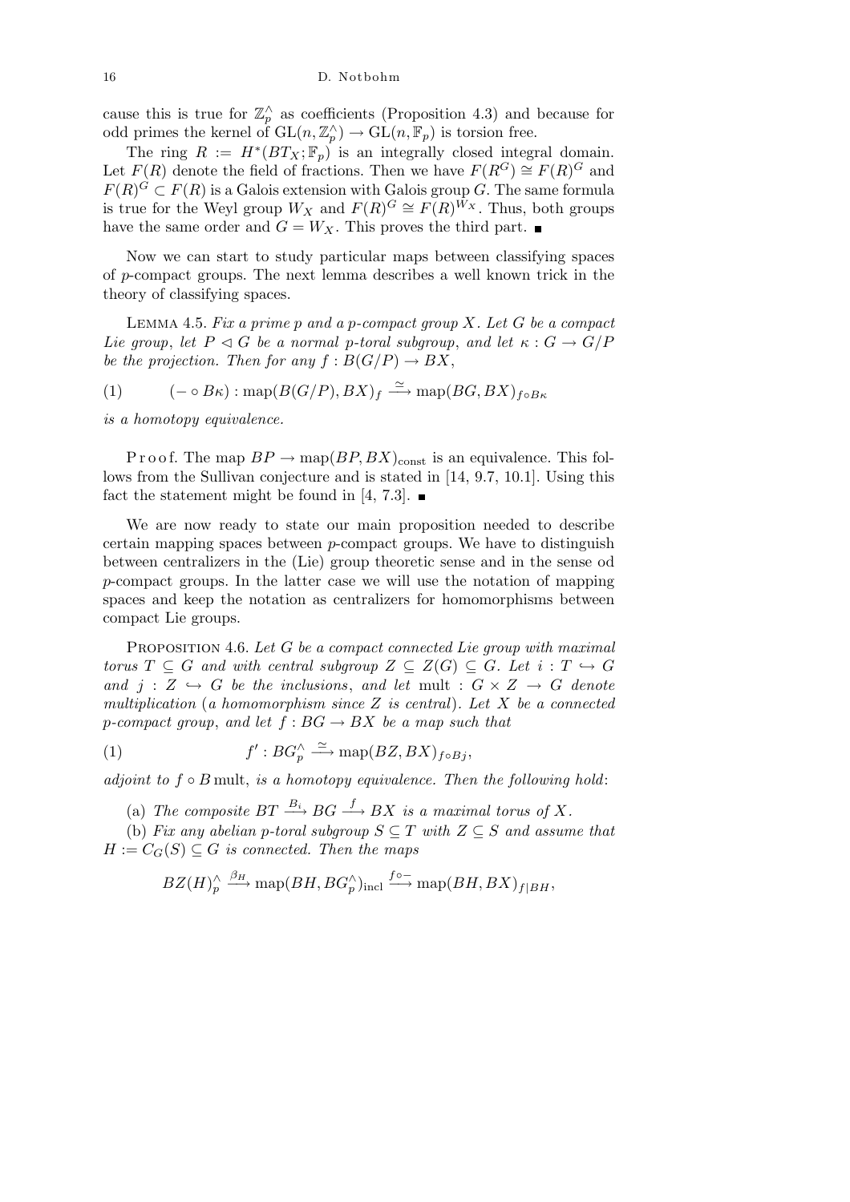cause this is true for $\mathbb{Z}_p^\wedge$ as coefficients (Proposition 4.3) and because for odd primes the kernel of $\mathrm{GL}(n,\mathbb{Z}_p^\wedge) \to \mathrm{GL}(n,\mathbb{F}_p)$ is torsion free.

The ring $R := H^*(BT_X;\mathbb{F}_p)$ is an integrally closed integral domain. Let $F(R)$ denote the field of fractions. Then we have $F(R^G) \cong F(R)^G$ and $F(R)^G \subset F(R)$ is a Galois extension with Galois group $G$. The same formula is true for the Weyl group $W_X$ and $F(R)^G \cong F(R)^{W_X}$. Thus, both groups have the same order and $G = W_X$. This proves the third part. ∎

Now we can start to study particular maps between classifying spaces of $p$-compact groups. The next lemma describes a well known trick in the theory of classifying spaces.

LEMMA 4.5. *Fix a prime $p$ and a $p$-compact group $X$. Let $G$ be a compact Lie group, let $P \lhd G$ be a normal $p$-toral subgroup, and let $\kappa : G \to G/P$ be the projection. Then for any $f : B(G/P) \to BX$,*

$$(1) \qquad (-\circ B\kappa) : \mathrm{map}(B(G/P), BX)_f \xrightarrow{\simeq} \mathrm{map}(BG, BX)_{f\circ B\kappa}$$

*is a homotopy equivalence.*

Proof. The map $BP \to \mathrm{map}(BP, BX)_{\mathrm{const}}$ is an equivalence. This follows from the Sullivan conjecture and is stated in [14, 9.7, 10.1]. Using this fact the statement might be found in [4, 7.3]. ∎

We are now ready to state our main proposition needed to describe certain mapping spaces between $p$-compact groups. We have to distinguish between centralizers in the (Lie) group theoretic sense and in the sense od $p$-compact groups. In the latter case we will use the notation of mapping spaces and keep the notation as centralizers for homomorphisms between compact Lie groups.

PROPOSITION 4.6. *Let $G$ be a compact connected Lie group with maximal torus $T \subseteq G$ and with central subgroup $Z \subseteq Z(G) \subseteq G$. Let $i : T \hookrightarrow G$ and $j : Z \hookrightarrow G$ be the inclusions, and let* mult $: G \times Z \to G$ *denote multiplication* (*a homomorphism since $Z$ is central*). *Let $X$ be a connected $p$-compact group, and let $f : BG \to BX$ be a map such that*

$$(1) \qquad f' : BG_p^\wedge \xrightarrow{\simeq} \mathrm{map}(BZ, BX)_{f\circ Bj},$$

*adjoint to $f \circ B\,\mathrm{mult}$, is a homotopy equivalence. Then the following hold*:

(a) *The composite $BT \xrightarrow{B_i} BG \xrightarrow{f} BX$ is a maximal torus of $X$.*

(b) *Fix any abelian $p$-toral subgroup $S \subseteq T$ with $Z \subseteq S$ and assume that $H := C_G(S) \subseteq G$ is connected. Then the maps*

$$BZ(H)_p^\wedge \xrightarrow{\beta_H} \mathrm{map}(BH, BG_p^\wedge)_{\mathrm{incl}} \xrightarrow{f\circ -} \mathrm{map}(BH, BX)_{f|BH},$$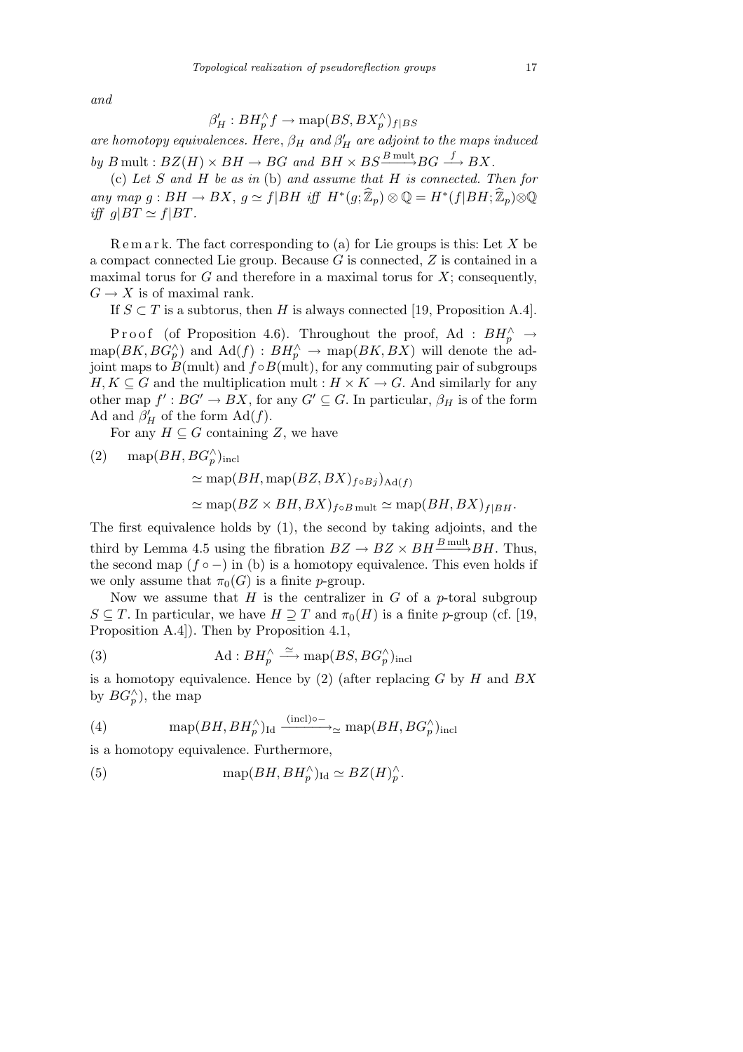*and*

$$\beta'_H : BH^\wedge_p f \to \mathrm{map}(BS, BX^\wedge_p)_{f|BS}$$

*are homotopy equivalences. Here, $\beta_H$ and $\beta'_H$ are adjoint to the maps induced by $B\,\mathrm{mult} : BZ(H) \times BH \to BG$ and $BH \times BS \xrightarrow{B\,\mathrm{mult}} BG \xrightarrow{f} BX$.*

(c) *Let $S$ and $H$ be as in* (b) *and assume that $H$ is connected. Then for any map $g : BH \to BX$, $g \simeq f|BH$ iff $H^*(g; \widehat{\mathbb{Z}}_p) \otimes \mathbb{Q} = H^*(f|BH; \widehat{\mathbb{Z}}_p) \otimes \mathbb{Q}$ iff $g|BT \simeq f|BT$.*

Remark. The fact corresponding to (a) for Lie groups is this: Let $X$ be a compact connected Lie group. Because $G$ is connected, $Z$ is contained in a maximal torus for $G$ and therefore in a maximal torus for $X$; consequently, $G \to X$ is of maximal rank.

If $S \subset T$ is a subtorus, then $H$ is always connected [19, Proposition A.4].

Proof (of Proposition 4.6). Throughout the proof, $\mathrm{Ad} : BH^\wedge_p \to \mathrm{map}(BK, BG^\wedge_p)$ and $\mathrm{Ad}(f) : BH^\wedge_p \to \mathrm{map}(BK, BX)$ will denote the adjoint maps to $B(\mathrm{mult})$ and $f \circ B(\mathrm{mult})$, for any commuting pair of subgroups $H, K \subseteq G$ and the multiplication $\mathrm{mult} : H \times K \to G$. And similarly for any other map $f' : BG' \to BX$, for any $G' \subseteq G$. In particular, $\beta_H$ is of the form Ad and $\beta'_H$ of the form $\mathrm{Ad}(f)$.

For any $H \subseteq G$ containing $Z$, we have

$$
\begin{aligned}
(2)\qquad & \mathrm{map}(BH, BG^\wedge_p)_{\mathrm{incl}} \\
&\simeq \mathrm{map}(BH, \mathrm{map}(BZ, BX)_{f\circ Bj})_{\mathrm{Ad}(f)} \\
&\simeq \mathrm{map}(BZ \times BH, BX)_{f\circ B\,\mathrm{mult}} \simeq \mathrm{map}(BH, BX)_{f|BH}.
\end{aligned}
$$

The first equivalence holds by (1), the second by taking adjoints, and the third by Lemma 4.5 using the fibration $BZ \to BZ \times BH \xrightarrow{B\,\mathrm{mult}} BH$. Thus, the second map $(f \circ -)$ in (b) is a homotopy equivalence. This even holds if we only assume that $\pi_0(G)$ is a finite $p$-group.

Now we assume that $H$ is the centralizer in $G$ of a $p$-toral subgroup $S \subseteq T$. In particular, we have $H \supseteq T$ and $\pi_0(H)$ is a finite $p$-group (cf. [19, Proposition A.4]). Then by Proposition 4.1,

$$(3)\qquad \mathrm{Ad} : BH^\wedge_p \xrightarrow{\simeq} \mathrm{map}(BS, BG^\wedge_p)_{\mathrm{incl}}$$

is a homotopy equivalence. Hence by (2) (after replacing $G$ by $H$ and $BX$ by $BG^\wedge_p$), the map

$$(4)\qquad \mathrm{map}(BH, BH^\wedge_p)_{\mathrm{Id}} \xrightarrow{(\mathrm{incl})\circ -}_{\simeq} \mathrm{map}(BH, BG^\wedge_p)_{\mathrm{incl}}$$

is a homotopy equivalence. Furthermore,

$$(5)\qquad \mathrm{map}(BH, BH^\wedge_p)_{\mathrm{Id}} \simeq BZ(H)^\wedge_p.$$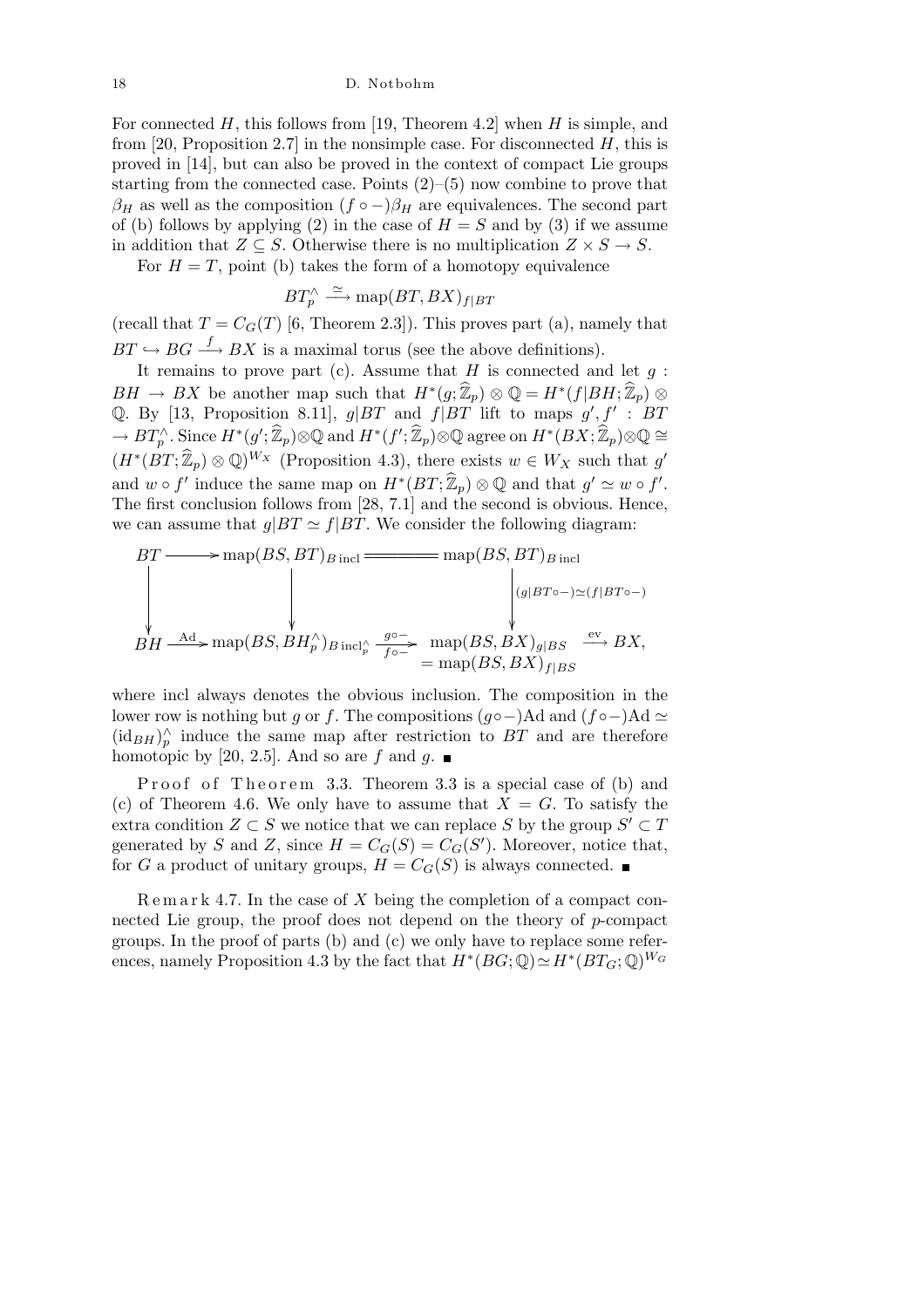For connected $H$, this follows from [19, Theorem 4.2] when $H$ is simple, and from [20, Proposition 2.7] in the nonsimple case. For disconnected $H$, this is proved in [14], but can also be proved in the context of compact Lie groups starting from the connected case. Points (2)–(5) now combine to prove that $\beta_H$ as well as the composition $(f\circ -)\beta_H$ are equivalences. The second part of (b) follows by applying (2) in the case of $H = S$ and by (3) if we assume in addition that $Z \subseteq S$. Otherwise there is no multiplication $Z \times S \to S$.

For $H = T$, point (b) takes the form of a homotopy equivalence

$$BT_p^\wedge \xrightarrow{\simeq} \mathrm{map}(BT, BX)_{f|BT}$$

(recall that $T = C_G(T)$ [6, Theorem 2.3]). This proves part (a), namely that $BT \hookrightarrow BG \xrightarrow{f} BX$ is a maximal torus (see the above definitions).

It remains to prove part (c). Assume that $H$ is connected and let $g : BH \to BX$ be another map such that $H^*(g;\widehat{\mathbb{Z}}_p)\otimes\mathbb{Q} = H^*(f|BH;\widehat{\mathbb{Z}}_p)\otimes\mathbb{Q}$. By [13, Proposition 8.11], $g|BT$ and $f|BT$ lift to maps $g', f' : BT \to BT_p^\wedge$. Since $H^*(g';\widehat{\mathbb{Z}}_p)\otimes\mathbb{Q}$ and $H^*(f';\widehat{\mathbb{Z}}_p)\otimes\mathbb{Q}$ agree on $H^*(BX;\widehat{\mathbb{Z}}_p)\otimes\mathbb{Q} \cong (H^*(BT;\widehat{\mathbb{Z}}_p)\otimes\mathbb{Q})^{W_X}$ (Proposition 4.3), there exists $w \in W_X$ such that $g'$ and $w\circ f'$ induce the same map on $H^*(BT;\widehat{\mathbb{Z}}_p)\otimes\mathbb{Q}$ and that $g' \simeq w\circ f'$. The first conclusion follows from [28, 7.1] and the second is obvious. Hence, we can assume that $g|BT \simeq f|BT$. We consider the following diagram:

$$\begin{array}{ccccccc}
BT & \longrightarrow & \mathrm{map}(BS, BT)_{B\,\mathrm{incl}} & = & \mathrm{map}(BS, BT)_{B\,\mathrm{incl}} & & \\
\downarrow & & \downarrow & & \downarrow{\scriptstyle (g|BT\circ -)\simeq(f|BT\circ -)} & & \\
BH & \xrightarrow{\mathrm{Ad}} & \mathrm{map}(BS, BH_p^\wedge)_{B\,\mathrm{incl}_p^\wedge} & \overset{g\circ -}{\underset{f\circ -}{\rightrightarrows}} & \mathrm{map}(BS, BX)_{g|BS} = \mathrm{map}(BS, BX)_{f|BS} & \xrightarrow{\mathrm{ev}} & BX,
\end{array}$$

where incl always denotes the obvious inclusion. The composition in the lower row is nothing but $g$ or $f$. The compositions $(g\circ -)\mathrm{Ad}$ and $(f\circ -)\mathrm{Ad} \simeq (\mathrm{id}_{BH})_p^\wedge$ induce the same map after restriction to $BT$ and are therefore homotopic by [20, 2.5]. And so are $f$ and $g$. ∎

*Proof of Theorem 3.3.* Theorem 3.3 is a special case of (b) and (c) of Theorem 4.6. We only have to assume that $X = G$. To satisfy the extra condition $Z \subset S$ we notice that we can replace $S$ by the group $S' \subset T$ generated by $S$ and $Z$, since $H = C_G(S) = C_G(S')$. Moreover, notice that, for $G$ a product of unitary groups, $H = C_G(S)$ is always connected. ∎

*Remark 4.7.* In the case of $X$ being the completion of a compact connected Lie group, the proof does not depend on the theory of $p$-compact groups. In the proof of parts (b) and (c) we only have to replace some references, namely Proposition 4.3 by the fact that $H^*(BG;\mathbb{Q}) \simeq H^*(BT_G;\mathbb{Q})^{W_G}$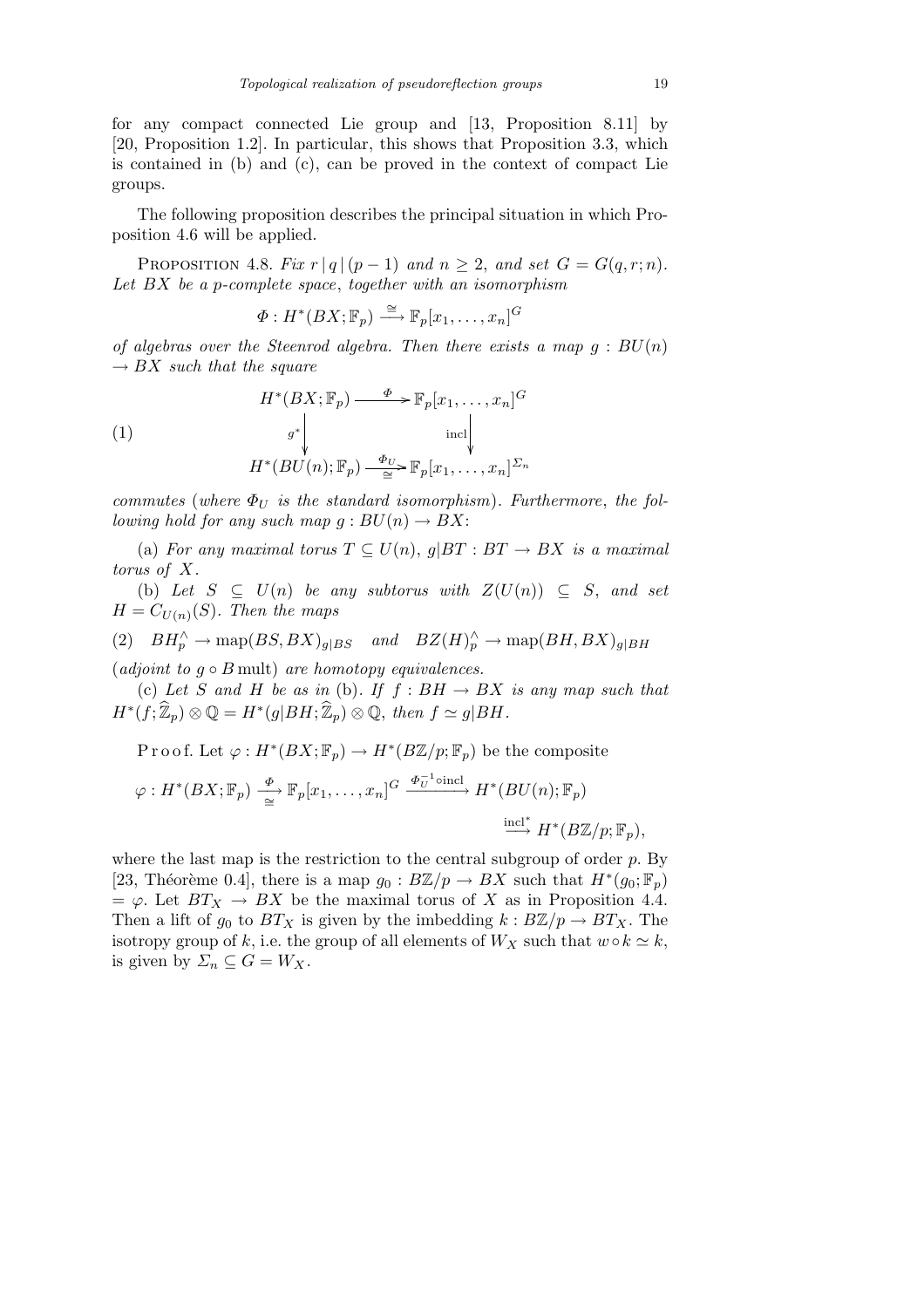for any compact connected Lie group and [13, Proposition 8.11] by [20, Proposition 1.2]. In particular, this shows that Proposition 3.3, which is contained in (b) and (c), can be proved in the context of compact Lie groups.

The following proposition describes the principal situation in which Proposition 4.6 will be applied.

Proposition 4.8. *Fix $r \mid q \mid (p-1)$ and $n \geq 2$, and set $G = G(q,r;n)$. Let $BX$ be a $p$-complete space, together with an isomorphism*

$$\Phi : H^*(BX;\mathbb{F}_p) \xrightarrow{\cong} \mathbb{F}_p[x_1,\dots,x_n]^G$$

*of algebras over the Steenrod algebra. Then there exists a map $g : BU(n) \to BX$ such that the square*

$$\begin{array}{ccc} H^*(BX;\mathbb{F}_p) & \xrightarrow{\Phi} & \mathbb{F}_p[x_1,\dots,x_n]^G \\ {\scriptstyle g^*}\downarrow & & \downarrow{\scriptstyle \mathrm{incl}} \\ H^*(BU(n);\mathbb{F}_p) & \xrightarrow[\cong]{\Phi_U} & \mathbb{F}_p[x_1,\dots,x_n]^{\Sigma_n} \end{array} \tag{1}$$

*commutes (where $\Phi_U$ is the standard isomorphism). Furthermore, the following hold for any such map $g : BU(n) \to BX$:*

(a) *For any maximal torus $T \subseteq U(n)$, $g|BT : BT \to BX$ is a maximal torus of $X$.*

(b) *Let $S \subseteq U(n)$ be any subtorus with $Z(U(n)) \subseteq S$, and set $H = C_{U(n)}(S)$. Then the maps*

$$BH^\wedge_p \to \mathrm{map}(BS, BX)_{g|BS} \quad \text{and} \quad BZ(H)^\wedge_p \to \mathrm{map}(BH, BX)_{g|BH} \tag{2}$$

*(adjoint to $g \circ B\,\mathrm{mult}$) are homotopy equivalences.*

(c) *Let $S$ and $H$ be as in (b). If $f : BH \to BX$ is any map such that $H^*(f;\widehat{\mathbb{Z}}_p)\otimes\mathbb{Q} = H^*(g|BH;\widehat{\mathbb{Z}}_p)\otimes\mathbb{Q}$, then $f \simeq g|BH$.*

Proof. Let $\varphi : H^*(BX;\mathbb{F}_p) \to H^*(B\mathbb{Z}/p;\mathbb{F}_p)$ be the composite

$$\varphi : H^*(BX;\mathbb{F}_p) \xrightarrow[\cong]{\Phi} \mathbb{F}_p[x_1,\dots,x_n]^G \xrightarrow{\Phi_U^{-1}\circ\mathrm{incl}} H^*(BU(n);\mathbb{F}_p) \xrightarrow{\mathrm{incl}^*} H^*(B\mathbb{Z}/p;\mathbb{F}_p),$$

where the last map is the restriction to the central subgroup of order $p$. By [23, Théorème 0.4], there is a map $g_0 : B\mathbb{Z}/p \to BX$ such that $H^*(g_0;\mathbb{F}_p) = \varphi$. Let $BT_X \to BX$ be the maximal torus of $X$ as in Proposition 4.4. Then a lift of $g_0$ to $BT_X$ is given by the imbedding $k : B\mathbb{Z}/p \to BT_X$. The isotropy group of $k$, i.e. the group of all elements of $W_X$ such that $w \circ k \simeq k$, is given by $\Sigma_n \subseteq G = W_X$.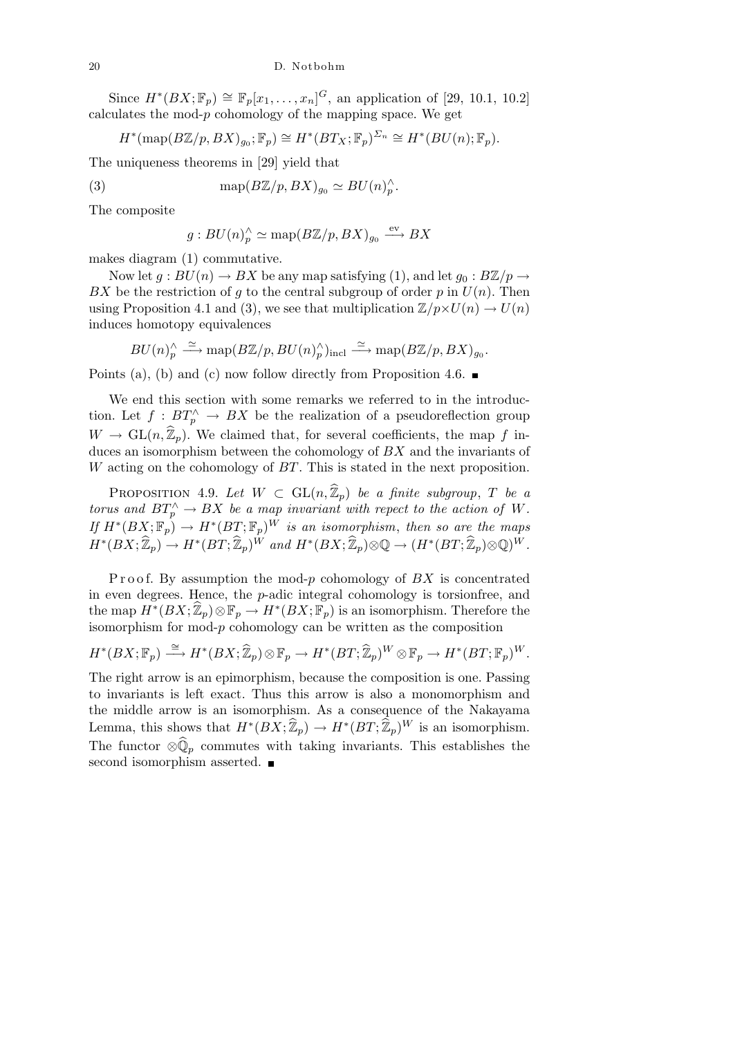Since $H^*(BX;\mathbb{F}_p) \cong \mathbb{F}_p[x_1,\ldots,x_n]^G$, an application of [29, 10.1, 10.2] calculates the mod-$p$ cohomology of the mapping space. We get

$$H^*(\mathrm{map}(B\mathbb{Z}/p, BX)_{g_0};\mathbb{F}_p) \cong H^*(BT_X;\mathbb{F}_p)^{\Sigma_n} \cong H^*(BU(n);\mathbb{F}_p).$$

The uniqueness theorems in [29] yield that

$$\mathrm{map}(B\mathbb{Z}/p, BX)_{g_0} \simeq BU(n)^\wedge_p. \tag{3}$$

The composite

$$g : BU(n)^\wedge_p \simeq \mathrm{map}(B\mathbb{Z}/p, BX)_{g_0} \xrightarrow{\mathrm{ev}} BX$$

makes diagram (1) commutative.

Now let $g : BU(n) \to BX$ be any map satisfying (1), and let $g_0 : B\mathbb{Z}/p \to BX$ be the restriction of $g$ to the central subgroup of order $p$ in $U(n)$. Then using Proposition 4.1 and (3), we see that multiplication $\mathbb{Z}/p \times U(n) \to U(n)$ induces homotopy equivalences

$$BU(n)^\wedge_p \xrightarrow{\simeq} \mathrm{map}(B\mathbb{Z}/p, BU(n)^\wedge_p)_{\mathrm{incl}} \xrightarrow{\simeq} \mathrm{map}(B\mathbb{Z}/p, BX)_{g_0}.$$

Points (a), (b) and (c) now follow directly from Proposition 4.6. ∎

We end this section with some remarks we referred to in the introduction. Let $f : BT^\wedge_p \to BX$ be the realization of a pseudoreflection group $W \to \mathrm{GL}(n, \widehat{\mathbb{Z}}_p)$. We claimed that, for several coefficients, the map $f$ induces an isomorphism between the cohomology of $BX$ and the invariants of $W$ acting on the cohomology of $BT$. This is stated in the next proposition.

Proposition 4.9. *Let $W \subset \mathrm{GL}(n, \widehat{\mathbb{Z}}_p)$ be a finite subgroup, $T$ be a torus and $BT^\wedge_p \to BX$ be a map invariant with repect to the action of $W$. If $H^*(BX;\mathbb{F}_p) \to H^*(BT;\mathbb{F}_p)^W$ is an isomorphism, then so are the maps $H^*(BX;\widehat{\mathbb{Z}}_p) \to H^*(BT;\widehat{\mathbb{Z}}_p)^W$ and $H^*(BX;\widehat{\mathbb{Z}}_p)\otimes\mathbb{Q} \to (H^*(BT;\widehat{\mathbb{Z}}_p)\otimes\mathbb{Q})^W$.*

Proof. By assumption the mod-$p$ cohomology of $BX$ is concentrated in even degrees. Hence, the $p$-adic integral cohomology is torsionfree, and the map $H^*(BX;\widehat{\mathbb{Z}}_p)\otimes\mathbb{F}_p \to H^*(BX;\mathbb{F}_p)$ is an isomorphism. Therefore the isomorphism for mod-$p$ cohomology can be written as the composition

$$H^*(BX;\mathbb{F}_p) \xrightarrow{\cong} H^*(BX;\widehat{\mathbb{Z}}_p)\otimes\mathbb{F}_p \to H^*(BT;\widehat{\mathbb{Z}}_p)^W\otimes\mathbb{F}_p \to H^*(BT;\mathbb{F}_p)^W.$$

The right arrow is an epimorphism, because the composition is one. Passing to invariants is left exact. Thus this arrow is also a monomorphism and the middle arrow is an isomorphism. As a consequence of the Nakayama Lemma, this shows that $H^*(BX;\widehat{\mathbb{Z}}_p) \to H^*(BT;\widehat{\mathbb{Z}}_p)^W$ is an isomorphism. The functor $\otimes\widehat{\mathbb{Q}}_p$ commutes with taking invariants. This establishes the second isomorphism asserted. ∎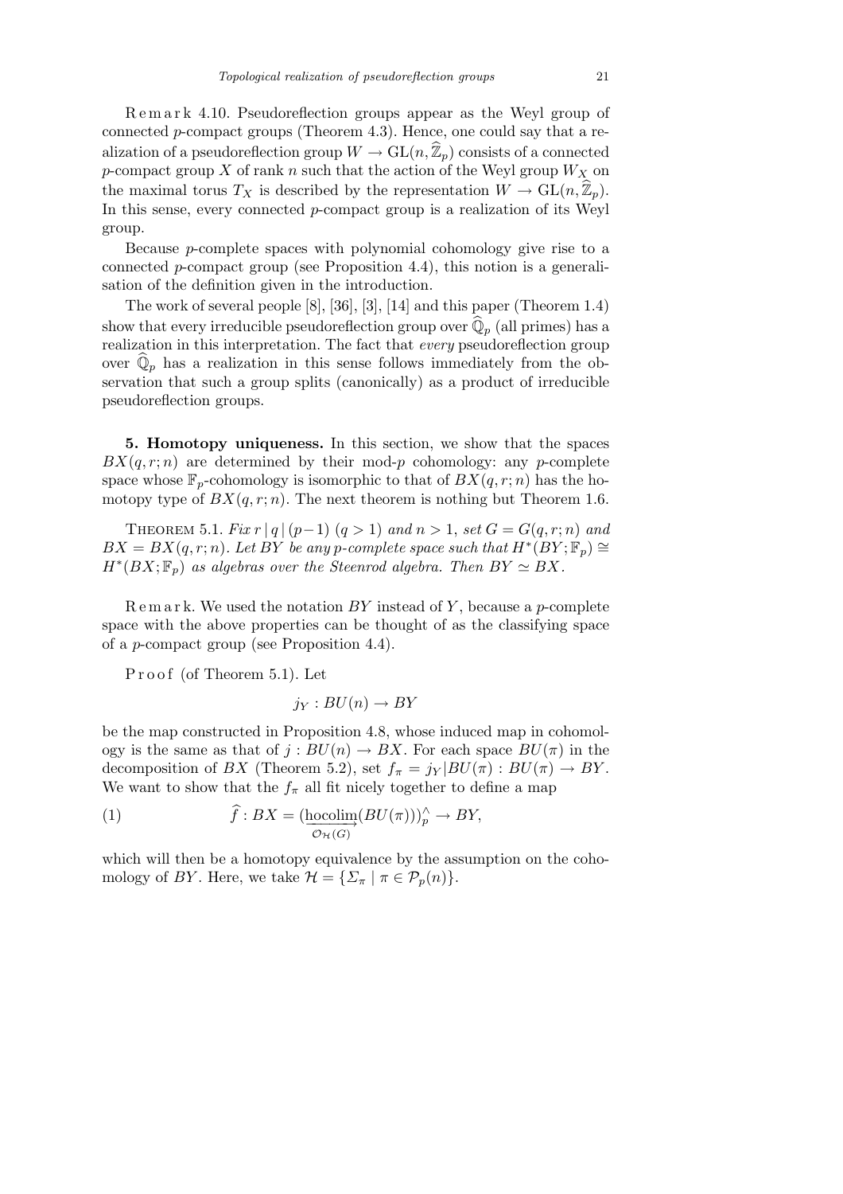Remark 4.10. Pseudoreflection groups appear as the Weyl group of connected $p$-compact groups (Theorem 4.3). Hence, one could say that a realization of a pseudoreflection group $W \to \mathrm{GL}(n, \widehat{\mathbb{Z}}_p)$ consists of a connected $p$-compact group $X$ of rank $n$ such that the action of the Weyl group $W_X$ on the maximal torus $T_X$ is described by the representation $W \to \mathrm{GL}(n, \widehat{\mathbb{Z}}_p)$. In this sense, every connected $p$-compact group is a realization of its Weyl group.

Because $p$-complete spaces with polynomial cohomology give rise to a connected $p$-compact group (see Proposition 4.4), this notion is a generalisation of the definition given in the introduction.

The work of several people [8], [36], [3], [14] and this paper (Theorem 1.4) show that every irreducible pseudoreflection group over $\widehat{\mathbb{Q}}_p$ (all primes) has a realization in this interpretation. The fact that *every* pseudoreflection group over $\widehat{\mathbb{Q}}_p$ has a realization in this sense follows immediately from the observation that such a group splits (canonically) as a product of irreducible pseudoreflection groups.

## 5. Homotopy uniqueness.

In this section, we show that the spaces $BX(q,r;n)$ are determined by their mod-$p$ cohomology: any $p$-complete space whose $\mathbb{F}_p$-cohomology is isomorphic to that of $BX(q,r;n)$ has the homotopy type of $BX(q,r;n)$. The next theorem is nothing but Theorem 1.6.

Theorem 5.1. *Fix $r \mid q \mid (p-1)$ $(q > 1)$ and $n > 1$, set $G = G(q,r;n)$ and $BX = BX(q,r;n)$. Let $BY$ be any $p$-complete space such that $H^*(BY;\mathbb{F}_p) \cong H^*(BX;\mathbb{F}_p)$ as algebras over the Steenrod algebra. Then $BY \simeq BX$.*

Remark. We used the notation $BY$ instead of $Y$, because a $p$-complete space with the above properties can be thought of as the classifying space of a $p$-compact group (see Proposition 4.4).

Proof (of Theorem 5.1). Let

$$j_Y : BU(n) \to BY$$

be the map constructed in Proposition 4.8, whose induced map in cohomology is the same as that of $j : BU(n) \to BX$. For each space $BU(\pi)$ in the decomposition of $BX$ (Theorem 5.2), set $f_\pi = j_Y|BU(\pi) : BU(\pi) \to BY$. We want to show that the $f_\pi$ all fit nicely together to define a map

$$\widehat{f} : BX = (\underset{\mathcal{O}_{\mathcal{H}}(G)}{\underrightarrow{\mathrm{hocolim}}}(BU(\pi)))^\wedge_p \to BY, \tag{1}$$

which will then be a homotopy equivalence by the assumption on the cohomology of $BY$. Here, we take $\mathcal{H} = \{\Sigma_\pi \mid \pi \in \mathcal{P}_p(n)\}$.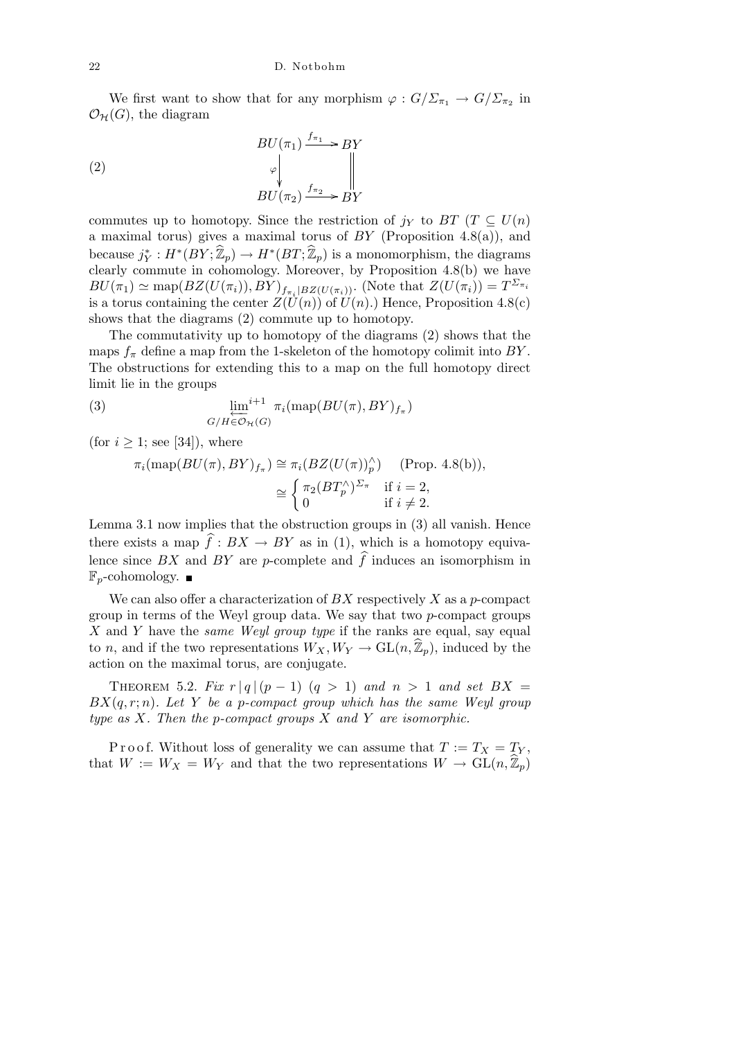We first want to show that for any morphism $\varphi : G/\Sigma_{\pi_1} \to G/\Sigma_{\pi_2}$ in $\mathcal{O}_{\mathcal{H}}(G)$, the diagram

$$
\begin{array}{ccc}
BU(\pi_1) & \xrightarrow{f_{\pi_1}} & BY \\
{\scriptstyle\varphi}\downarrow & & \| \\
BU(\pi_2) & \xrightarrow{f_{\pi_2}} & BY
\end{array}
\tag{2}
$$

commutes up to homotopy. Since the restriction of $j_Y$ to $BT$ ($T \subseteq U(n)$ a maximal torus) gives a maximal torus of $BY$ (Proposition 4.8(a)), and because $j_Y^* : H^*(BY; \widehat{\mathbb{Z}}_p) \to H^*(BT; \widehat{\mathbb{Z}}_p)$ is a monomorphism, the diagrams clearly commute in cohomology. Moreover, by Proposition 4.8(b) we have $BU(\pi_1) \simeq \mathrm{map}(BZ(U(\pi_i)), BY)_{f_{\pi_i}|BZ(U(\pi_i))}$. (Note that $Z(U(\pi_i)) = T^{\Sigma_{\pi_i}}$ is a torus containing the center $Z(U(n))$ of $U(n)$.) Hence, Proposition 4.8(c) shows that the diagrams (2) commute up to homotopy.

The commutativity up to homotopy of the diagrams (2) shows that the maps $f_\pi$ define a map from the 1-skeleton of the homotopy colimit into $BY$. The obstructions for extending this to a map on the full homotopy direct limit lie in the groups

$$
\varprojlim_{G/H \in \mathcal{O}_{\mathcal{H}}(G)}{}^{i+1} \ \pi_i(\mathrm{map}(BU(\pi), BY)_{f_\pi}) \tag{3}
$$

(for $i \geq 1$; see [34]), where

$$
\begin{aligned}
\pi_i(\mathrm{map}(BU(\pi), BY)_{f_\pi}) &\cong \pi_i(BZ(U(\pi))_p^\wedge) \quad \text{(Prop. 4.8(b))}, \\
&\cong \begin{cases} \pi_2(BT_p^\wedge)^{\Sigma_\pi} & \text{if } i = 2, \\ 0 & \text{if } i \neq 2. \end{cases}
\end{aligned}
$$

Lemma 3.1 now implies that the obstruction groups in (3) all vanish. Hence there exists a map $\widehat{f} : BX \to BY$ as in (1), which is a homotopy equivalence since $BX$ and $BY$ are $p$-complete and $\widehat{f}$ induces an isomorphism in $\mathbb{F}_p$-cohomology. ∎

We can also offer a characterization of $BX$ respectively $X$ as a $p$-compact group in terms of the Weyl group data. We say that two $p$-compact groups $X$ and $Y$ have the *same Weyl group type* if the ranks are equal, say equal to $n$, and if the two representations $W_X, W_Y \to \mathrm{GL}(n, \widehat{\mathbb{Z}}_p)$, induced by the action on the maximal torus, are conjugate.

THEOREM 5.2. *Fix $r \mid q \mid (p-1)$ $(q > 1)$ and $n > 1$ and set $BX = BX(q, r; n)$. Let $Y$ be a $p$-compact group which has the same Weyl group type as $X$. Then the $p$-compact groups $X$ and $Y$ are isomorphic.*

Proof. Without loss of generality we can assume that $T := T_X = T_Y$, that $W := W_X = W_Y$ and that the two representations $W \to \mathrm{GL}(n, \widehat{\mathbb{Z}}_p)$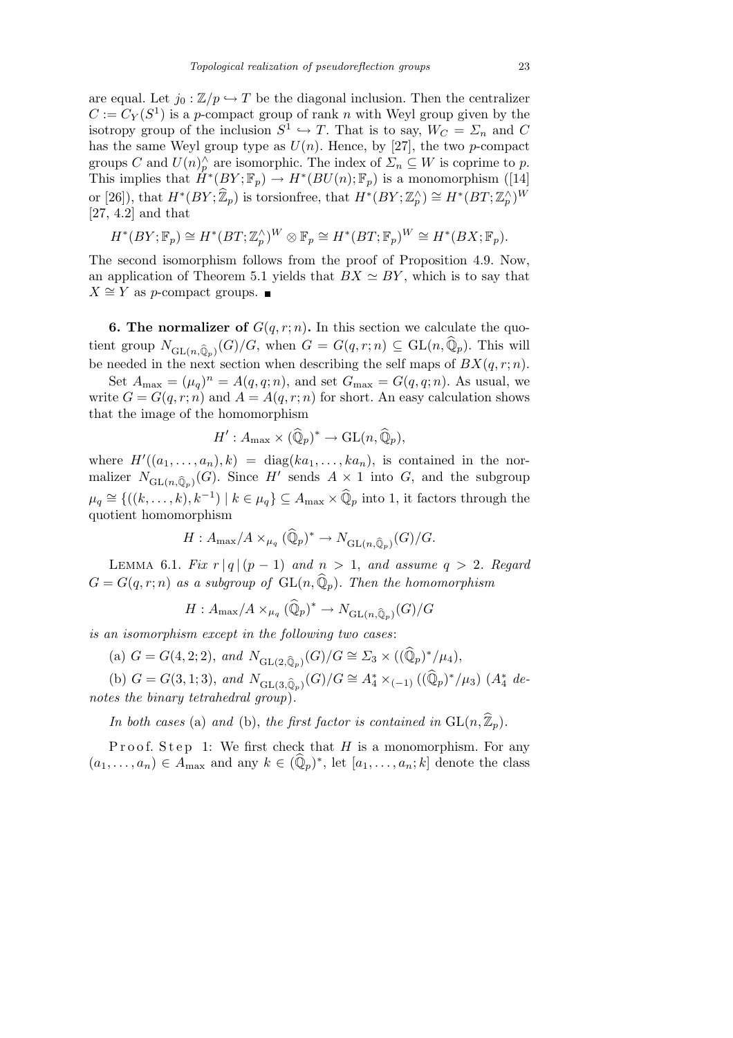are equal. Let $j_0 : \mathbb{Z}/p \hookrightarrow T$ be the diagonal inclusion. Then the centralizer $C := C_Y(S^1)$ is a $p$-compact group of rank $n$ with Weyl group given by the isotropy group of the inclusion $S^1 \hookrightarrow T$. That is to say, $W_C = \Sigma_n$ and $C$ has the same Weyl group type as $U(n)$. Hence, by [27], the two $p$-compact groups $C$ and $U(n)^\wedge_p$ are isomorphic. The index of $\Sigma_n \subseteq W$ is coprime to $p$. This implies that $H^*(BY;\mathbb{F}_p) \to H^*(BU(n);\mathbb{F}_p)$ is a monomorphism ([14] or [26]), that $H^*(BY;\widehat{\mathbb{Z}}_p)$ is torsionfree, that $H^*(BY;\mathbb{Z}^\wedge_p) \cong H^*(BT;\mathbb{Z}^\wedge_p)^W$ [27, 4.2] and that

$$H^*(BY;\mathbb{F}_p) \cong H^*(BT;\mathbb{Z}^\wedge_p)^W \otimes \mathbb{F}_p \cong H^*(BT;\mathbb{F}_p)^W \cong H^*(BX;\mathbb{F}_p).$$

The second isomorphism follows from the proof of Proposition 4.9. Now, an application of Theorem 5.1 yields that $BX \simeq BY$, which is to say that $X \cong Y$ as $p$-compact groups. ∎

**6. The normalizer of $G(q,r;n)$.** In this section we calculate the quotient group $N_{\mathrm{GL}(n,\widehat{\mathbb{Q}}_p)}(G)/G$, when $G = G(q,r;n) \subseteq \mathrm{GL}(n,\widehat{\mathbb{Q}}_p)$. This will be needed in the next section when describing the self maps of $BX(q,r;n)$.

Set $A_{\max} = (\mu_q)^n = A(q,q;n)$, and set $G_{\max} = G(q,q;n)$. As usual, we write $G = G(q,r;n)$ and $A = A(q,r;n)$ for short. An easy calculation shows that the image of the homomorphism

$$H' : A_{\max} \times (\widehat{\mathbb{Q}}_p)^* \to \mathrm{GL}(n,\widehat{\mathbb{Q}}_p),$$

where $H'((a_1,\ldots,a_n),k) = \mathrm{diag}(ka_1,\ldots,ka_n)$, is contained in the normalizer $N_{\mathrm{GL}(n,\widehat{\mathbb{Q}}_p)}(G)$. Since $H'$ sends $A \times 1$ into $G$, and the subgroup $\mu_q \cong \{((k,\ldots,k),k^{-1}) \mid k \in \mu_q\} \subseteq A_{\max} \times \widehat{\mathbb{Q}}_p$ into 1, it factors through the quotient homomorphism

$$H : A_{\max}/A \times_{\mu_q} (\widehat{\mathbb{Q}}_p)^* \to N_{\mathrm{GL}(n,\widehat{\mathbb{Q}}_p)}(G)/G.$$

Lemma 6.1. *Fix $r \mid q \mid (p-1)$ and $n > 1$, and assume $q > 2$. Regard $G = G(q,r;n)$ as a subgroup of $\mathrm{GL}(n,\widehat{\mathbb{Q}}_p)$. Then the homomorphism*

$$H : A_{\max}/A \times_{\mu_q} (\widehat{\mathbb{Q}}_p)^* \to N_{\mathrm{GL}(n,\widehat{\mathbb{Q}}_p)}(G)/G$$

*is an isomorphism except in the following two cases*:

(a) $G = G(4,2;2)$, *and* $N_{\mathrm{GL}(2,\widehat{\mathbb{Q}}_p)}(G)/G \cong \Sigma_3 \times ((\widehat{\mathbb{Q}}_p)^*/\mu_4)$,

(b) $G = G(3,1;3)$, *and* $N_{\mathrm{GL}(3,\widehat{\mathbb{Q}}_p)}(G)/G \cong A_4^* \times_{(-1)} ((\widehat{\mathbb{Q}}_p)^*/\mu_3)$ ($A_4^*$ *denotes the binary tetrahedral group*).

*In both cases* (a) *and* (b), *the first factor is contained in* $\mathrm{GL}(n,\widehat{\mathbb{Z}}_p)$.

Proof. Step 1: We first check that $H$ is a monomorphism. For any $(a_1,\ldots,a_n) \in A_{\max}$ and any $k \in (\widehat{\mathbb{Q}}_p)^*$, let $[a_1,\ldots,a_n;k]$ denote the class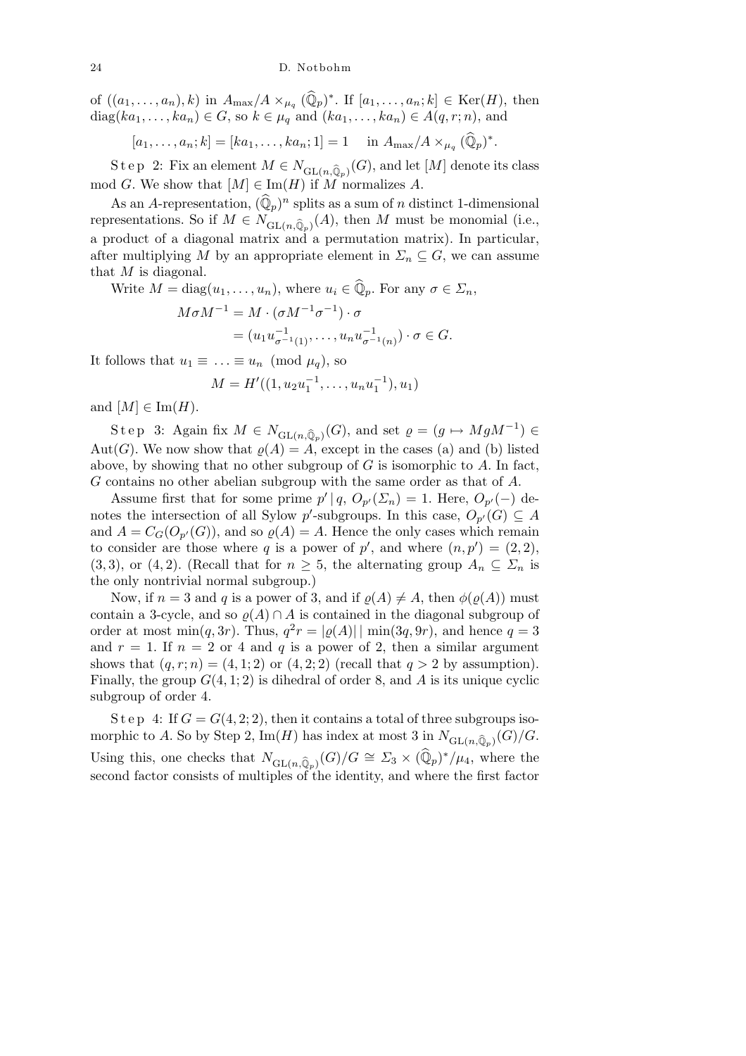of $((a_1,\dots,a_n),k)$ in $A_{\max}/A \times_{\mu_q} (\widehat{\mathbb{Q}}_p)^*$. If $[a_1,\dots,a_n;k] \in \mathrm{Ker}(H)$, then $\mathrm{diag}(ka_1,\dots,ka_n) \in G$, so $k \in \mu_q$ and $(ka_1,\dots,ka_n) \in A(q,r;n)$, and

$$[a_1,\dots,a_n;k] = [ka_1,\dots,ka_n;1] = 1 \quad \text{in } A_{\max}/A \times_{\mu_q} (\widehat{\mathbb{Q}}_p)^*.$$

Step 2: Fix an element $M \in N_{\mathrm{GL}(n,\widehat{\mathbb{Q}}_p)}(G)$, and let $[M]$ denote its class mod $G$. We show that $[M] \in \mathrm{Im}(H)$ if $M$ normalizes $A$.

As an $A$-representation, $(\widehat{\mathbb{Q}}_p)^n$ splits as a sum of $n$ distinct 1-dimensional representations. So if $M \in N_{\mathrm{GL}(n,\widehat{\mathbb{Q}}_p)}(A)$, then $M$ must be monomial (i.e., a product of a diagonal matrix and a permutation matrix). In particular, after multiplying $M$ by an appropriate element in $\Sigma_n \subseteq G$, we can assume that $M$ is diagonal.

Write $M = \mathrm{diag}(u_1,\dots,u_n)$, where $u_i \in \widehat{\mathbb{Q}}_p$. For any $\sigma \in \Sigma_n$,

$$\begin{aligned} M\sigma M^{-1} &= M \cdot (\sigma M^{-1}\sigma^{-1}) \cdot \sigma \\ &= (u_1 u_{\sigma^{-1}(1)}^{-1}, \dots, u_n u_{\sigma^{-1}(n)}^{-1}) \cdot \sigma \in G. \end{aligned}$$

It follows that $u_1 \equiv \ldots \equiv u_n \pmod{\mu_q}$, so

$$M = H'((1, u_2 u_1^{-1}, \dots, u_n u_1^{-1}), u_1)$$

and $[M] \in \mathrm{Im}(H)$.

Step 3: Again fix $M \in N_{\mathrm{GL}(n,\widehat{\mathbb{Q}}_p)}(G)$, and set $\varrho = (g \mapsto MgM^{-1}) \in \mathrm{Aut}(G)$. We now show that $\varrho(A) = A$, except in the cases (a) and (b) listed above, by showing that no other subgroup of $G$ is isomorphic to $A$. In fact, $G$ contains no other abelian subgroup with the same order as that of $A$.

Assume first that for some prime $p' \mid q$, $O_{p'}(\Sigma_n) = 1$. Here, $O_{p'}(-)$ denotes the intersection of all Sylow $p'$-subgroups. In this case, $O_{p'}(G) \subseteq A$ and $A = C_G(O_{p'}(G))$, and so $\varrho(A) = A$. Hence the only cases which remain to consider are those where $q$ is a power of $p'$, and where $(n,p') = (2,2)$, $(3,3)$, or $(4,2)$. (Recall that for $n \geq 5$, the alternating group $A_n \subseteq \Sigma_n$ is the only nontrivial normal subgroup.)

Now, if $n = 3$ and $q$ is a power of 3, and if $\varrho(A) \neq A$, then $\phi(\varrho(A))$ must contain a 3-cycle, and so $\varrho(A) \cap A$ is contained in the diagonal subgroup of order at most $\min(q, 3r)$. Thus, $q^2 r = |\varrho(A)| \mid \min(3q, 9r)$, and hence $q = 3$ and $r = 1$. If $n = 2$ or 4 and $q$ is a power of 2, then a similar argument shows that $(q,r;n) = (4,1;2)$ or $(4,2;2)$ (recall that $q > 2$ by assumption). Finally, the group $G(4,1;2)$ is dihedral of order 8, and $A$ is its unique cyclic subgroup of order 4.

Step 4: If $G = G(4,2;2)$, then it contains a total of three subgroups isomorphic to $A$. So by Step 2, $\mathrm{Im}(H)$ has index at most 3 in $N_{\mathrm{GL}(n,\widehat{\mathbb{Q}}_p)}(G)/G$. Using this, one checks that $N_{\mathrm{GL}(n,\widehat{\mathbb{Q}}_p)}(G)/G \cong \Sigma_3 \times (\widehat{\mathbb{Q}}_p)^*/\mu_4$, where the second factor consists of multiples of the identity, and where the first factor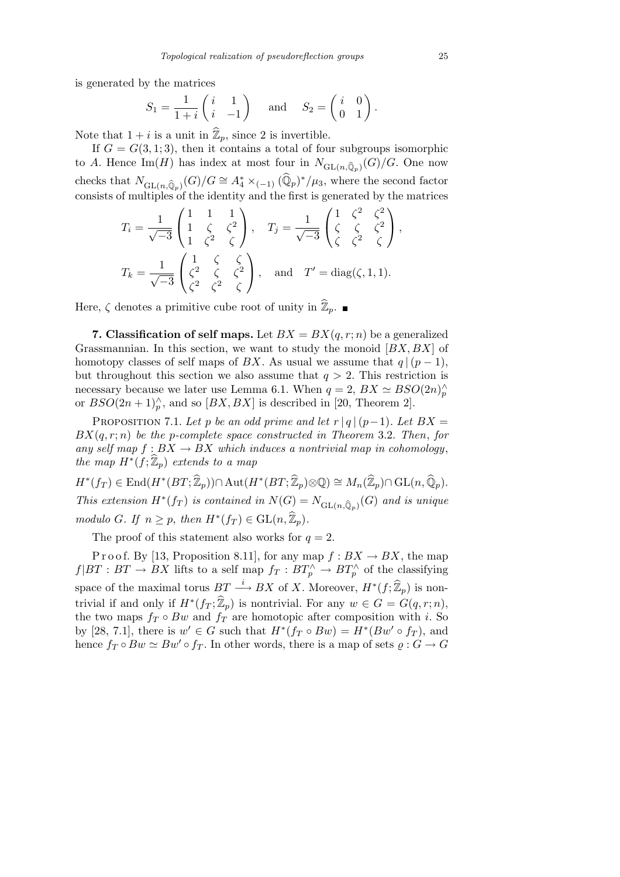is generated by the matrices

$$S_1 = \frac{1}{1+i}\begin{pmatrix} i & 1 \\ i & -1 \end{pmatrix} \quad \text{and} \quad S_2 = \begin{pmatrix} i & 0 \\ 0 & 1 \end{pmatrix}.$$

Note that $1+i$ is a unit in $\widehat{\mathbb{Z}}_p$, since 2 is invertible.

If $G = G(3,1;3)$, then it contains a total of four subgroups isomorphic to $A$. Hence $\mathrm{Im}(H)$ has index at most four in $N_{\mathrm{GL}(n,\widehat{\mathbb{Q}}_p)}(G)/G$. One now checks that $N_{\mathrm{GL}(n,\widehat{\mathbb{Q}}_p)}(G)/G \cong A_4^* \times_{(-1)} (\widehat{\mathbb{Q}}_p)^*/\mu_3$, where the second factor consists of multiples of the identity and the first is generated by the matrices

$$T_i = \frac{1}{\sqrt{-3}}\begin{pmatrix} 1 & 1 & 1 \\ 1 & \zeta & \zeta^2 \\ 1 & \zeta^2 & \zeta \end{pmatrix}, \quad T_j = \frac{1}{\sqrt{-3}}\begin{pmatrix} 1 & \zeta^2 & \zeta^2 \\ \zeta & \zeta & \zeta^2 \\ \zeta & \zeta^2 & \zeta \end{pmatrix},$$

$$T_k = \frac{1}{\sqrt{-3}}\begin{pmatrix} 1 & \zeta & \zeta \\ \zeta^2 & \zeta & \zeta^2 \\ \zeta^2 & \zeta^2 & \zeta \end{pmatrix}, \quad \text{and} \quad T' = \mathrm{diag}(\zeta, 1, 1).$$

Here, $\zeta$ denotes a primitive cube root of unity in $\widehat{\mathbb{Z}}_p$. ∎

**7. Classification of self maps.** Let $BX = BX(q,r;n)$ be a generalized Grassmannian. In this section, we want to study the monoid $[BX, BX]$ of homotopy classes of self maps of $BX$. As usual we assume that $q \mid (p-1)$, but throughout this section we also assume that $q > 2$. This restriction is necessary because we later use Lemma 6.1. When $q = 2$, $BX \simeq BSO(2n)^\wedge_p$ or $BSO(2n+1)^\wedge_p$, and so $[BX, BX]$ is described in [20, Theorem 2].

Proposition 7.1. *Let $p$ be an odd prime and let $r \mid q \mid (p-1)$. Let $BX = BX(q,r;n)$ be the $p$-complete space constructed in Theorem* 3.2. *Then, for any self map $f : BX \to BX$ which induces a nontrivial map in cohomology, the map $H^*(f;\widehat{\mathbb{Z}}_p)$ extends to a map*

$$H^*(f_T) \in \mathrm{End}(H^*(BT;\widehat{\mathbb{Z}}_p)) \cap \mathrm{Aut}(H^*(BT;\widehat{\mathbb{Z}}_p)\otimes\mathbb{Q}) \cong M_n(\widehat{\mathbb{Z}}_p) \cap \mathrm{GL}(n,\widehat{\mathbb{Q}}_p).$$

*This extension $H^*(f_T)$ is contained in $N(G) = N_{\mathrm{GL}(n,\widehat{\mathbb{Q}}_p)}(G)$ and is unique modulo $G$. If $n \ge p$, then $H^*(f_T) \in \mathrm{GL}(n,\widehat{\mathbb{Z}}_p)$.*

The proof of this statement also works for $q = 2$.

Proof. By [13, Proposition 8.11], for any map $f : BX \to BX$, the map $f|BT : BT \to BX$ lifts to a self map $f_T : BT^\wedge_p \to BT^\wedge_p$ of the classifying space of the maximal torus $BT \xrightarrow{i} BX$ of $X$. Moreover, $H^*(f;\widehat{\mathbb{Z}}_p)$ is nontrivial if and only if $H^*(f_T;\widehat{\mathbb{Z}}_p)$ is nontrivial. For any $w \in G = G(q,r;n)$, the two maps $f_T \circ Bw$ and $f_T$ are homotopic after composition with $i$. So by [28, 7.1], there is $w' \in G$ such that $H^*(f_T \circ Bw) = H^*(Bw' \circ f_T)$, and hence $f_T \circ Bw \simeq Bw' \circ f_T$. In other words, there is a map of sets $\varrho : G \to G$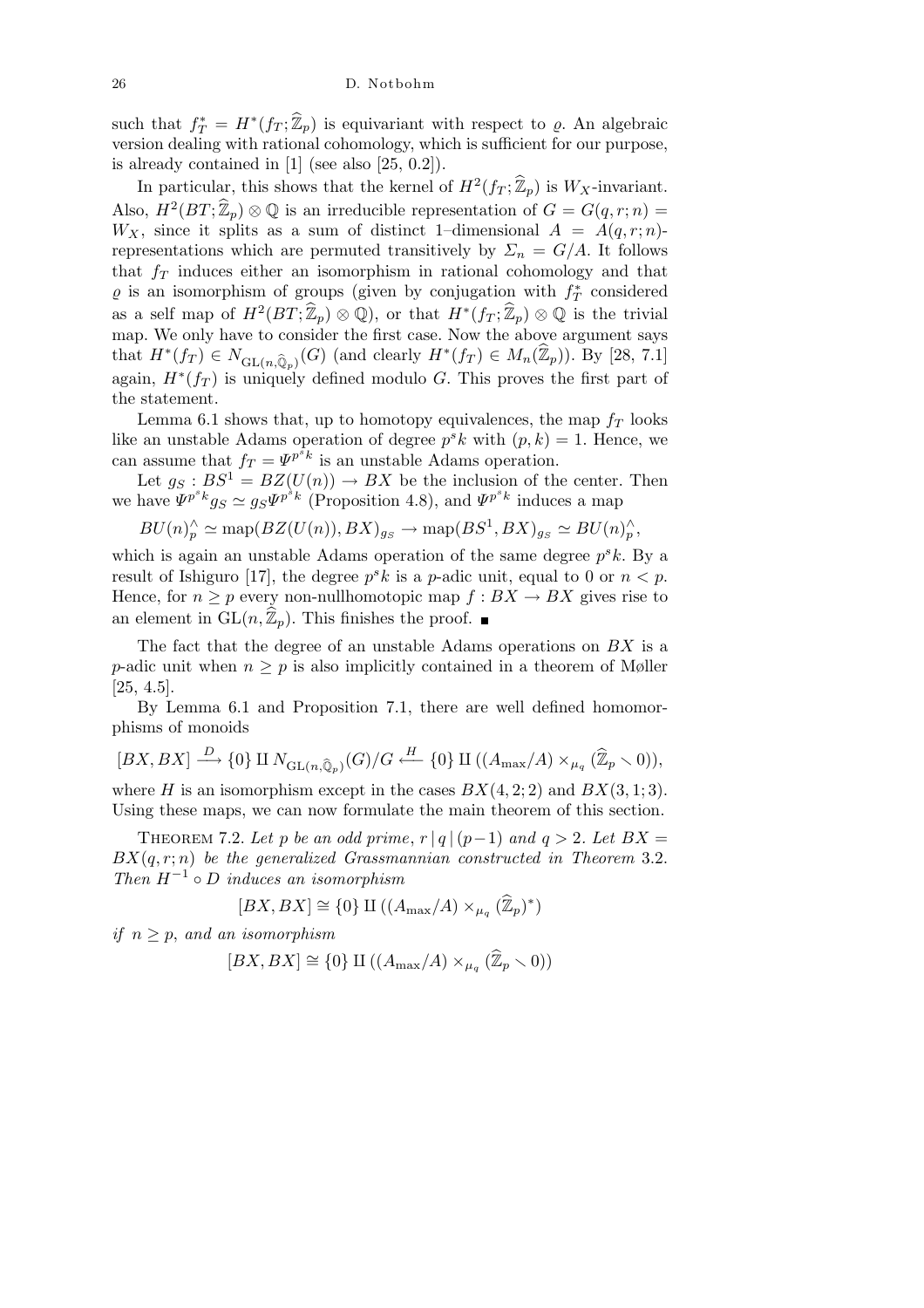such that $f_T^* = H^*(f_T; \widehat{\mathbb{Z}}_p)$ is equivariant with respect to $\varrho$. An algebraic version dealing with rational cohomology, which is sufficient for our purpose, is already contained in [1] (see also [25, 0.2]).

In particular, this shows that the kernel of $H^2(f_T; \widehat{\mathbb{Z}}_p)$ is $W_X$-invariant. Also, $H^2(BT; \widehat{\mathbb{Z}}_p) \otimes \mathbb{Q}$ is an irreducible representation of $G = G(q,r;n) = W_X$, since it splits as a sum of distinct 1–dimensional $A = A(q,r;n)$-representations which are permuted transitively by $\Sigma_n = G/A$. It follows that $f_T$ induces either an isomorphism in rational cohomology and that $\varrho$ is an isomorphism of groups (given by conjugation with $f_T^*$ considered as a self map of $H^2(BT; \widehat{\mathbb{Z}}_p) \otimes \mathbb{Q}$), or that $H^*(f_T; \widehat{\mathbb{Z}}_p) \otimes \mathbb{Q}$ is the trivial map. We only have to consider the first case. Now the above argument says that $H^*(f_T) \in N_{\mathrm{GL}(n,\widehat{\mathbb{Q}}_p)}(G)$ (and clearly $H^*(f_T) \in M_n(\widehat{\mathbb{Z}}_p)$). By [28, 7.1] again, $H^*(f_T)$ is uniquely defined modulo $G$. This proves the first part of the statement.

Lemma 6.1 shows that, up to homotopy equivalences, the map $f_T$ looks like an unstable Adams operation of degree $p^s k$ with $(p,k) = 1$. Hence, we can assume that $f_T = \Psi^{p^s k}$ is an unstable Adams operation.

Let $g_S : BS^1 = BZ(U(n)) \to BX$ be the inclusion of the center. Then we have $\Psi^{p^s k} g_S \simeq g_S \Psi^{p^s k}$ (Proposition 4.8), and $\Psi^{p^s k}$ induces a map

$$BU(n)_p^\wedge \simeq \mathrm{map}(BZ(U(n)), BX)_{g_S} \to \mathrm{map}(BS^1, BX)_{g_S} \simeq BU(n)_p^\wedge,$$

which is again an unstable Adams operation of the same degree $p^s k$. By a result of Ishiguro [17], the degree $p^s k$ is a $p$-adic unit, equal to 0 or $n < p$. Hence, for $n \geq p$ every non-nullhomotopic map $f : BX \to BX$ gives rise to an element in $\mathrm{GL}(n, \widehat{\mathbb{Z}}_p)$. This finishes the proof. ∎

The fact that the degree of an unstable Adams operations on $BX$ is a $p$-adic unit when $n \geq p$ is also implicitly contained in a theorem of Møller [25, 4.5].

By Lemma 6.1 and Proposition 7.1, there are well defined homomorphisms of monoids

$$[BX, BX] \xrightarrow{D} \{0\} \amalg N_{\mathrm{GL}(n,\widehat{\mathbb{Q}}_p)}(G)/G \xleftarrow{H} \{0\} \amalg ((A_{\max}/A) \times_{\mu_q} (\widehat{\mathbb{Z}}_p \smallsetminus 0)),$$

where $H$ is an isomorphism except in the cases $BX(4,2;2)$ and $BX(3,1;3)$. Using these maps, we can now formulate the main theorem of this section.

Theorem 7.2. *Let $p$ be an odd prime, $r \mid q \mid (p-1)$ and $q > 2$. Let $BX = BX(q,r;n)$ be the generalized Grassmannian constructed in Theorem 3.2. Then $H^{-1} \circ D$ induces an isomorphism*

$$[BX, BX] \cong \{0\} \amalg ((A_{\max}/A) \times_{\mu_q} (\widehat{\mathbb{Z}}_p)^*)$$

*if $n \geq p$, and an isomorphism*

$$[BX, BX] \cong \{0\} \amalg ((A_{\max}/A) \times_{\mu_q} (\widehat{\mathbb{Z}}_p \smallsetminus 0))$$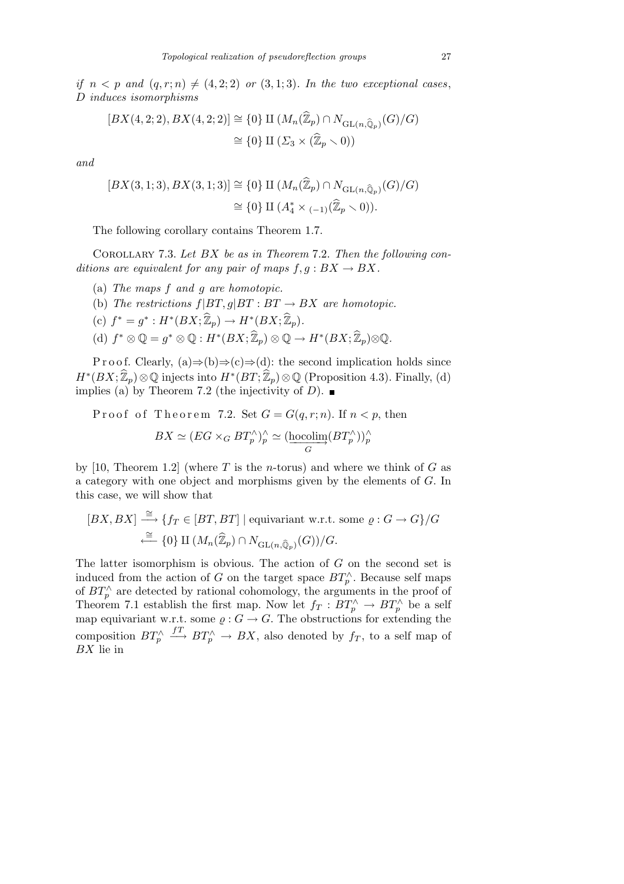*if* $n < p$ *and* $(q, r; n) \neq (4, 2; 2)$ *or* $(3, 1; 3)$. *In the two exceptional cases*, $D$ *induces isomorphisms*

$$
\begin{aligned}
[BX(4,2;2), BX(4,2;2)] &\cong \{0\} \amalg (M_n(\widehat{\mathbb{Z}}_p) \cap N_{\mathrm{GL}(n,\widehat{\mathbb{Q}}_p)}(G)/G) \\
&\cong \{0\} \amalg (\Sigma_3 \times (\widehat{\mathbb{Z}}_p \smallsetminus 0))
\end{aligned}
$$

*and*

$$
\begin{aligned}
[BX(3,1;3), BX(3,1;3)] &\cong \{0\} \amalg (M_n(\widehat{\mathbb{Z}}_p) \cap N_{\mathrm{GL}(n,\widehat{\mathbb{Q}}_p)}(G)/G) \\
&\cong \{0\} \amalg (A_4^* \times_{(-1)} (\widehat{\mathbb{Z}}_p \smallsetminus 0)).
\end{aligned}
$$

The following corollary contains Theorem 1.7.

Corollary 7.3. *Let* $BX$ *be as in Theorem* 7.2. *Then the following conditions are equivalent for any pair of maps* $f, g : BX \to BX$.

(a) *The maps* $f$ *and* $g$ *are homotopic.*
(b) *The restrictions* $f|BT, g|BT : BT \to BX$ *are homotopic.*
(c) $f^* = g^* : H^*(BX; \widehat{\mathbb{Z}}_p) \to H^*(BX; \widehat{\mathbb{Z}}_p)$.
(d) $f^* \otimes \mathbb{Q} = g^* \otimes \mathbb{Q} : H^*(BX; \widehat{\mathbb{Z}}_p) \otimes \mathbb{Q} \to H^*(BX; \widehat{\mathbb{Z}}_p) \otimes \mathbb{Q}$.

Proof. Clearly, (a)$\Rightarrow$(b)$\Rightarrow$(c)$\Rightarrow$(d): the second implication holds since $H^*(BX; \widehat{\mathbb{Z}}_p) \otimes \mathbb{Q}$ injects into $H^*(BT; \widehat{\mathbb{Z}}_p) \otimes \mathbb{Q}$ (Proposition 4.3). Finally, (d) implies (a) by Theorem 7.2 (the injectivity of $D$). ∎

Proof of Theorem 7.2. Set $G = G(q, r; n)$. If $n < p$, then

$$
BX \simeq (EG \times_G BT_p^\wedge)_p^\wedge \simeq (\underset{G}{\underrightarrow{\mathrm{hocolim}}}(BT_p^\wedge))_p^\wedge
$$

by [10, Theorem 1.2] (where $T$ is the $n$-torus) and where we think of $G$ as a category with one object and morphisms given by the elements of $G$. In this case, we will show that

$$
\begin{aligned}
[BX, BX] &\xrightarrow{\cong} \{f_T \in [BT, BT] \mid \text{equivariant w.r.t. some } \varrho : G \to G\}/G \\
&\xleftarrow{\cong} \{0\} \amalg (M_n(\widehat{\mathbb{Z}}_p) \cap N_{\mathrm{GL}(n,\widehat{\mathbb{Q}}_p)}(G))/G.
\end{aligned}
$$

The latter isomorphism is obvious. The action of $G$ on the second set is induced from the action of $G$ on the target space $BT_p^\wedge$. Because self maps of $BT_p^\wedge$ are detected by rational cohomology, the arguments in the proof of Theorem 7.1 establish the first map. Now let $f_T : BT_p^\wedge \to BT_p^\wedge$ be a self map equivariant w.r.t. some $\varrho : G \to G$. The obstructions for extending the composition $BT_p^\wedge \xrightarrow{fT} BT_p^\wedge \to BX$, also denoted by $f_T$, to a self map of $BX$ lie in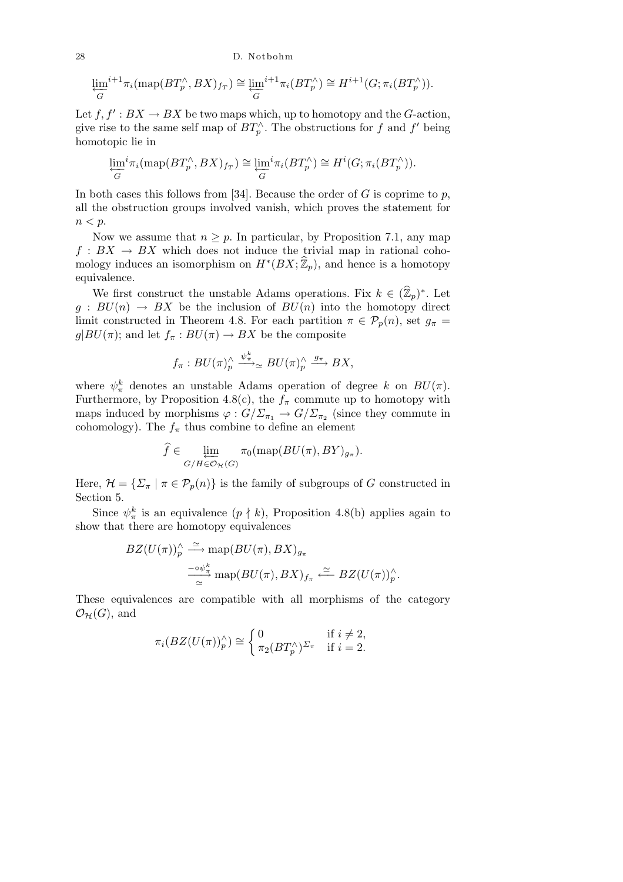$$\varprojlim_G{}^{i+1} \pi_i(\mathrm{map}(BT_p^\wedge, BX)_{f_T}) \cong \varprojlim_G{}^{i+1} \pi_i(BT_p^\wedge) \cong H^{i+1}(G; \pi_i(BT_p^\wedge)).$$

Let $f, f' : BX \to BX$ be two maps which, up to homotopy and the $G$-action, give rise to the same self map of $BT_p^\wedge$. The obstructions for $f$ and $f'$ being homotopic lie in

$$\varprojlim_G{}^{i} \pi_i(\mathrm{map}(BT_p^\wedge, BX)_{f_T}) \cong \varprojlim_G{}^{i} \pi_i(BT_p^\wedge) \cong H^{i}(G; \pi_i(BT_p^\wedge)).$$

In both cases this follows from [34]. Because the order of $G$ is coprime to $p$, all the obstruction groups involved vanish, which proves the statement for $n < p$.

Now we assume that $n \geq p$. In particular, by Proposition 7.1, any map $f : BX \to BX$ which does not induce the trivial map in rational cohomology induces an isomorphism on $H^*(BX; \widehat{\mathbb{Z}}_p)$, and hence is a homotopy equivalence.

We first construct the unstable Adams operations. Fix $k \in (\widehat{\mathbb{Z}}_p)^*$. Let $g : BU(n) \to BX$ be the inclusion of $BU(n)$ into the homotopy direct limit constructed in Theorem 4.8. For each partition $\pi \in \mathcal{P}_p(n)$, set $g_\pi = g|BU(\pi)$; and let $f_\pi : BU(\pi) \to BX$ be the composite

$$f_\pi : BU(\pi)_p^\wedge \xrightarrow[\simeq]{\psi_\pi^k} BU(\pi)_p^\wedge \xrightarrow{g_\pi} BX,$$

where $\psi_\pi^k$ denotes an unstable Adams operation of degree $k$ on $BU(\pi)$. Furthermore, by Proposition 4.8(c), the $f_\pi$ commute up to homotopy with maps induced by morphisms $\varphi : G/\Sigma_{\pi_1} \to G/\Sigma_{\pi_2}$ (since they commute in cohomology). The $f_\pi$ thus combine to define an element

$$\widehat{f} \in \varprojlim_{G/H \in \mathcal{O}_{\mathcal{H}}(G)} \pi_0(\mathrm{map}(BU(\pi), BY)_{g_\pi}).$$

Here, $\mathcal{H} = \{\Sigma_\pi \mid \pi \in \mathcal{P}_p(n)\}$ is the family of subgroups of $G$ constructed in Section 5.

Since $\psi_\pi^k$ is an equivalence ($p \nmid k$), Proposition 4.8(b) applies again to show that there are homotopy equivalences

$$\begin{aligned} BZ(U(\pi))_p^\wedge &\xrightarrow{\simeq} \mathrm{map}(BU(\pi), BX)_{g_\pi} \\ &\xrightarrow[\simeq]{-\circ\psi_\pi^k} \mathrm{map}(BU(\pi), BX)_{f_\pi} \xleftarrow{\simeq} BZ(U(\pi))_p^\wedge. \end{aligned}$$

These equivalences are compatible with all morphisms of the category $\mathcal{O}_{\mathcal{H}}(G)$, and

$$\pi_i(BZ(U(\pi))_p^\wedge) \cong \begin{cases} 0 & \text{if } i \neq 2, \\ \pi_2(BT_p^\wedge)^{\Sigma_\pi} & \text{if } i = 2. \end{cases}$$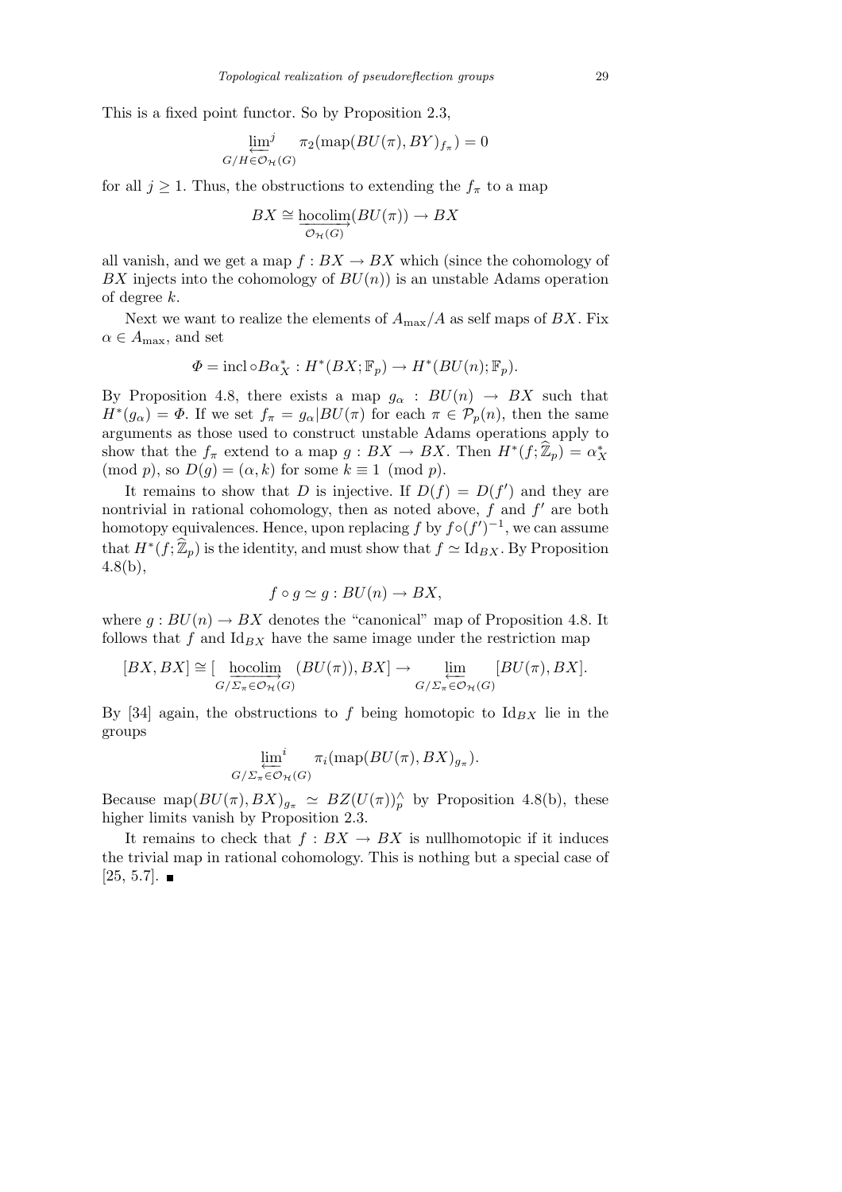This is a fixed point functor. So by Proposition 2.3,

$$\lim_{\substack{\longleftarrow \\ G/H \in \mathcal{O}_{\mathcal{H}}(G)}}{}^{j} \ \pi_2(\mathrm{map}(BU(\pi), BY)_{f_\pi}) = 0$$

for all $j \geq 1$. Thus, the obstructions to extending the $f_\pi$ to a map

$$BX \cong \underset{\mathcal{O}_{\mathcal{H}}(G)}{\underrightarrow{\mathrm{hocolim}}}(BU(\pi)) \to BX$$

all vanish, and we get a map $f : BX \to BX$ which (since the cohomology of $BX$ injects into the cohomology of $BU(n)$) is an unstable Adams operation of degree $k$.

Next we want to realize the elements of $A_{\max}/A$ as self maps of $BX$. Fix $\alpha \in A_{\max}$, and set

$$\Phi = \mathrm{incl} \circ B\alpha_X^* : H^*(BX; \mathbb{F}_p) \to H^*(BU(n); \mathbb{F}_p).$$

By Proposition 4.8, there exists a map $g_\alpha : BU(n) \to BX$ such that $H^*(g_\alpha) = \Phi$. If we set $f_\pi = g_\alpha | BU(\pi)$ for each $\pi \in \mathcal{P}_p(n)$, then the same arguments as those used to construct unstable Adams operations apply to show that the $f_\pi$ extend to a map $g : BX \to BX$. Then $H^*(f; \widehat{\mathbb{Z}}_p) = \alpha_X^*$ (mod $p$), so $D(g) = (\alpha, k)$ for some $k \equiv 1 \pmod p$.

It remains to show that $D$ is injective. If $D(f) = D(f')$ and they are nontrivial in rational cohomology, then as noted above, $f$ and $f'$ are both homotopy equivalences. Hence, upon replacing $f$ by $f \circ (f')^{-1}$, we can assume that $H^*(f; \widehat{\mathbb{Z}}_p)$ is the identity, and must show that $f \simeq \mathrm{Id}_{BX}$. By Proposition 4.8(b),

$$f \circ g \simeq g : BU(n) \to BX,$$

where $g : BU(n) \to BX$ denotes the "canonical" map of Proposition 4.8. It follows that $f$ and $\mathrm{Id}_{BX}$ have the same image under the restriction map

$$[BX, BX] \cong [\underset{G/\Sigma_\pi \in \mathcal{O}_{\mathcal{H}}(G)}{\underrightarrow{\mathrm{hocolim}}}(BU(\pi)), BX] \to \underset{G/\Sigma_\pi \in \mathcal{O}_{\mathcal{H}}(G)}{\underleftarrow{\lim}} [BU(\pi), BX].$$

By [34] again, the obstructions to $f$ being homotopic to $\mathrm{Id}_{BX}$ lie in the groups

$$\lim_{\substack{\longleftarrow \\ G/\Sigma_\pi \in \mathcal{O}_{\mathcal{H}}(G)}}{}^{i} \ \pi_i(\mathrm{map}(BU(\pi), BX)_{g_\pi}).$$

Because $\mathrm{map}(BU(\pi), BX)_{g_\pi} \simeq BZ(U(\pi))_p^\wedge$ by Proposition 4.8(b), these higher limits vanish by Proposition 2.3.

It remains to check that $f : BX \to BX$ is nullhomotopic if it induces the trivial map in rational cohomology. This is nothing but a special case of [25, 5.7]. ∎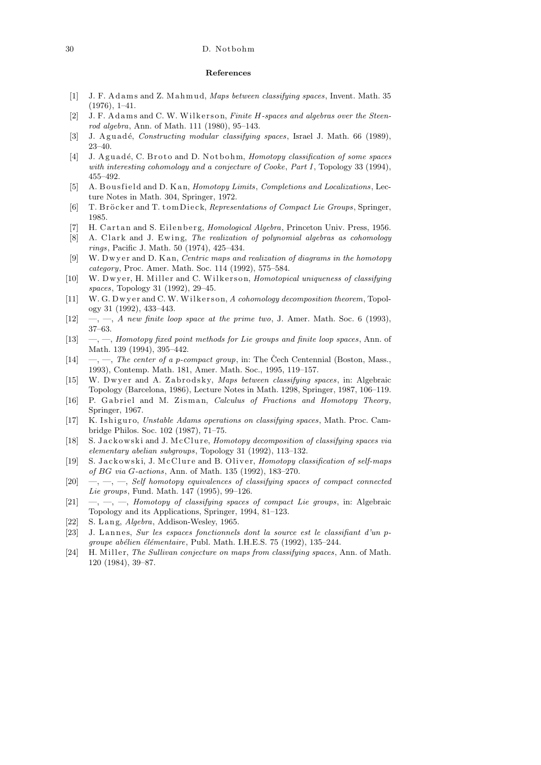## References

[1] J. F. Adams and Z. Mahmud, *Maps between classifying spaces*, Invent. Math. 35 (1976), 1–41.

[2] J. F. Adams and C. W. Wilkerson, *Finite H-spaces and algebras over the Steenrod algebra*, Ann. of Math. 111 (1980), 95–143.

[3] J. Aguadé, *Constructing modular classifying spaces*, Israel J. Math. 66 (1989), 23–40.

[4] J. Aguadé, C. Broto and D. Notbohm, *Homotopy classification of some spaces with interesting cohomology and a conjecture of Cooke*, *Part I*, Topology 33 (1994), 455–492.

[5] A. Bousfield and D. Kan, *Homotopy Limits*, *Completions and Localizations*, Lecture Notes in Math. 304, Springer, 1972.

[6] T. Bröcker and T. tomDieck, *Representations of Compact Lie Groups*, Springer, 1985.

[7] H. Cartan and S. Eilenberg, *Homological Algebra*, Princeton Univ. Press, 1956.

[8] A. Clark and J. Ewing, *The realization of polynomial algebras as cohomology rings*, Pacific J. Math. 50 (1974), 425–434.

[9] W. Dwyer and D. Kan, *Centric maps and realization of diagrams in the homotopy category*, Proc. Amer. Math. Soc. 114 (1992), 575–584.

[10] W. Dwyer, H. Miller and C. Wilkerson, *Homotopical uniqueness of classifying spaces*, Topology 31 (1992), 29–45.

[11] W. G. Dwyer and C. W. Wilkerson, *A cohomology decomposition theorem*, Topology 31 (1992), 433–443.

[12] —, —, *A new finite loop space at the prime two*, J. Amer. Math. Soc. 6 (1993), 37–63.

[13] —, —, *Homotopy fixed point methods for Lie groups and finite loop spaces*, Ann. of Math. 139 (1994), 395–442.

[14] —, —, *The center of a p-compact group*, in: The Čech Centennial (Boston, Mass., 1993), Contemp. Math. 181, Amer. Math. Soc., 1995, 119–157.

[15] W. Dwyer and A. Zabrodsky, *Maps between classifying spaces*, in: Algebraic Topology (Barcelona, 1986), Lecture Notes in Math. 1298, Springer, 1987, 106–119.

[16] P. Gabriel and M. Zisman, *Calculus of Fractions and Homotopy Theory*, Springer, 1967.

[17] K. Ishiguro, *Unstable Adams operations on classifying spaces*, Math. Proc. Cambridge Philos. Soc. 102 (1987), 71–75.

[18] S. Jackowski and J. McClure, *Homotopy decomposition of classifying spaces via elementary abelian subgroups*, Topology 31 (1992), 113–132.

[19] S. Jackowski, J. McClure and B. Oliver, *Homotopy classification of self-maps of BG via G-actions*, Ann. of Math. 135 (1992), 183–270.

[20] —, —, —, *Self homotopy equivalences of classifying spaces of compact connected Lie groups*, Fund. Math. 147 (1995), 99–126.

[21] —, —, —, *Homotopy of classifying spaces of compact Lie groups*, in: Algebraic Topology and its Applications, Springer, 1994, 81–123.

[22] S. Lang, *Algebra*, Addison-Wesley, 1965.

[23] J. Lannes, *Sur les espaces fonctionnels dont la source est le classifiant d'un p-groupe abélien élémentaire*, Publ. Math. I.H.E.S. 75 (1992), 135–244.

[24] H. Miller, *The Sullivan conjecture on maps from classifying spaces*, Ann. of Math. 120 (1984), 39–87.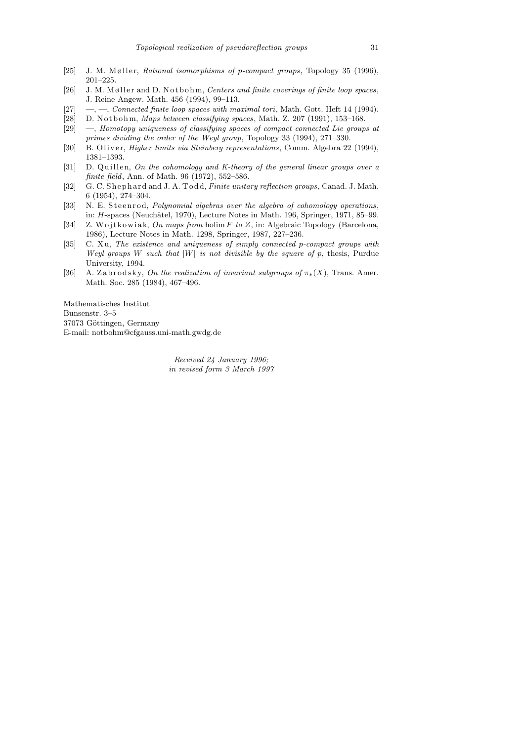[25] J. M. Møller, *Rational isomorphisms of p-compact groups*, Topology 35 (1996), 201–225.

[26] J. M. Møller and D. Notbohm, *Centers and finite coverings of finite loop spaces*, J. Reine Angew. Math. 456 (1994), 99–113.

[27] —, —, *Connected finite loop spaces with maximal tori*, Math. Gott. Heft 14 (1994).

[28] D. Notbohm, *Maps between classifying spaces*, Math. Z. 207 (1991), 153–168.

[29] —, *Homotopy uniqueness of classifying spaces of compact connected Lie groups at primes dividing the order of the Weyl group*, Topology 33 (1994), 271–330.

[30] B. Oliver, *Higher limits via Steinberg representations*, Comm. Algebra 22 (1994), 1381–1393.

[31] D. Quillen, *On the cohomology and K-theory of the general linear groups over a finite field*, Ann. of Math. 96 (1972), 552–586.

[32] G. C. Shephard and J. A. Todd, *Finite unitary reflection groups*, Canad. J. Math. 6 (1954), 274–304.

[33] N. E. Steenrod, *Polynomial algebras over the algebra of cohomology operations*, in: *H*-spaces (Neuchâtel, 1970), Lecture Notes in Math. 196, Springer, 1971, 85–99.

[34] Z. Wojtkowiak, *On maps from* holim $F$ *to* $Z$, in: Algebraic Topology (Barcelona, 1986), Lecture Notes in Math. 1298, Springer, 1987, 227–236.

[35] C. Xu, *The existence and uniqueness of simply connected p-compact groups with Weyl groups* $W$ *such that* $|W|$ *is not divisible by the square of* $p$, thesis, Purdue University, 1994.

[36] A. Zabrodsky, *On the realization of invariant subgroups of* $\pi_*(X)$, Trans. Amer. Math. Soc. 285 (1984), 467–496.

Mathematisches Institut
Bunsenstr. 3–5
37073 Göttingen, Germany
E-mail: notbohm@cfgauss.uni-math.gwdg.de

*Received 24 January 1996;*
*in revised form 3 March 1997*